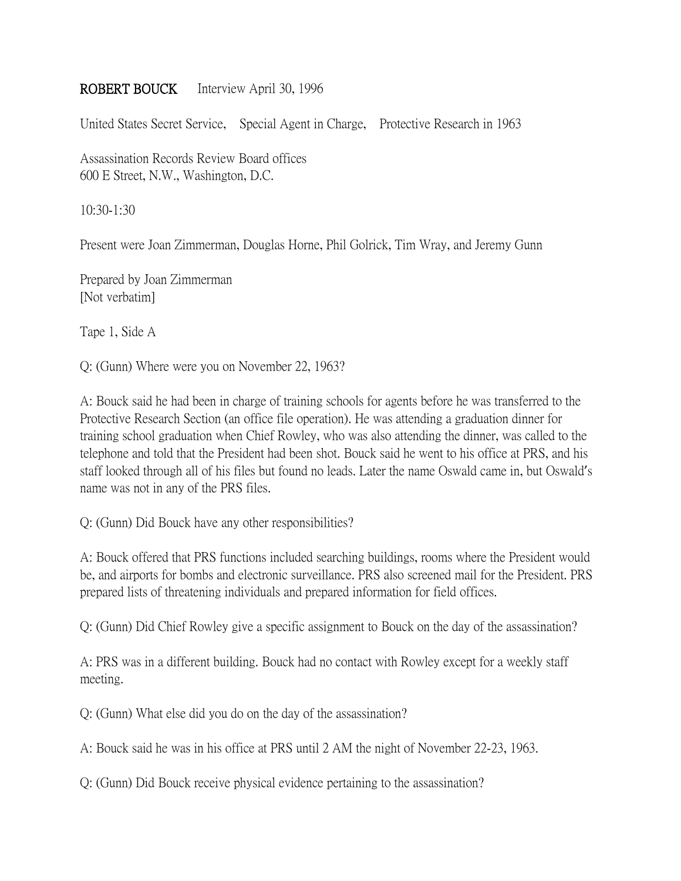**ROBERT BOUCK** Interview April 30, 1996

United States Secret Service, Special Agent in Charge, Protective Research in 1963

Assassination Records Review Board offices
600 E Street, N.W., Washington, D.C.

10:30-1:30

Present were Joan Zimmerman, Douglas Horne, Phil Golrick, Tim Wray, and Jeremy Gunn

Prepared by Joan Zimmerman
[Not verbatim]

Tape 1, Side A

Q: (Gunn) Where were you on November 22, 1963?

A: Bouck said he had been in charge of training schools for agents before he was transferred to the Protective Research Section (an office file operation). He was attending a graduation dinner for training school graduation when Chief Rowley, who was also attending the dinner, was called to the telephone and told that the President had been shot. Bouck said he went to his office at PRS, and his staff looked through all of his files but found no leads. Later the name Oswald came in, but Oswald's name was not in any of the PRS files.

Q: (Gunn) Did Bouck have any other responsibilities?

A: Bouck offered that PRS functions included searching buildings, rooms where the President would be, and airports for bombs and electronic surveillance. PRS also screened mail for the President. PRS prepared lists of threatening individuals and prepared information for field offices.

Q: (Gunn) Did Chief Rowley give a specific assignment to Bouck on the day of the assassination?

A: PRS was in a different building. Bouck had no contact with Rowley except for a weekly staff meeting.

Q: (Gunn) What else did you do on the day of the assassination?

A: Bouck said he was in his office at PRS until 2 AM the night of November 22-23, 1963.

Q: (Gunn) Did Bouck receive physical evidence pertaining to the assassination?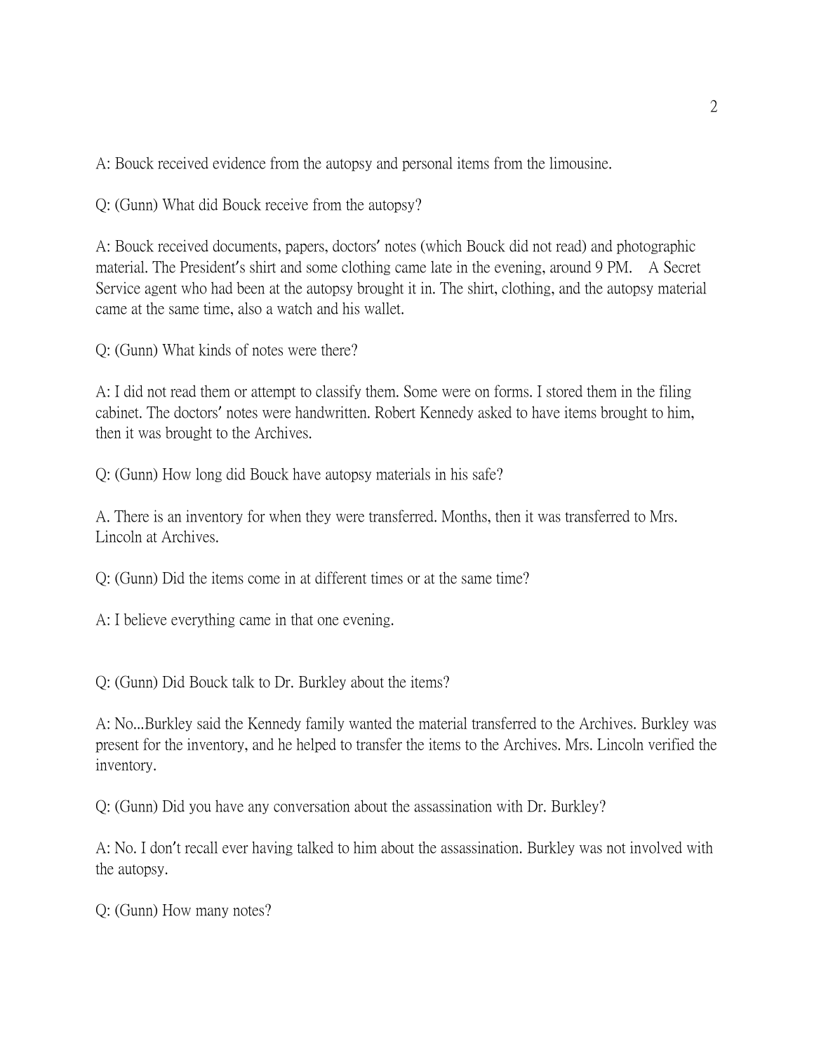A: Bouck received evidence from the autopsy and personal items from the limousine.

Q: (Gunn) What did Bouck receive from the autopsy?

A: Bouck received documents, papers, doctors' notes (which Bouck did not read) and photographic material. The President's shirt and some clothing came late in the evening, around 9 PM. A Secret Service agent who had been at the autopsy brought it in. The shirt, clothing, and the autopsy material came at the same time, also a watch and his wallet.

Q: (Gunn) What kinds of notes were there?

A: I did not read them or attempt to classify them. Some were on forms. I stored them in the filing cabinet. The doctors' notes were handwritten. Robert Kennedy asked to have items brought to him, then it was brought to the Archives.

Q: (Gunn) How long did Bouck have autopsy materials in his safe?

A. There is an inventory for when they were transferred. Months, then it was transferred to Mrs. Lincoln at Archives.

Q: (Gunn) Did the items come in at different times or at the same time?

A: I believe everything came in that one evening.

Q: (Gunn) Did Bouck talk to Dr. Burkley about the items?

A: No...Burkley said the Kennedy family wanted the material transferred to the Archives. Burkley was present for the inventory, and he helped to transfer the items to the Archives. Mrs. Lincoln verified the inventory.

Q: (Gunn) Did you have any conversation about the assassination with Dr. Burkley?

A: No. I don't recall ever having talked to him about the assassination. Burkley was not involved with the autopsy.

Q: (Gunn) How many notes?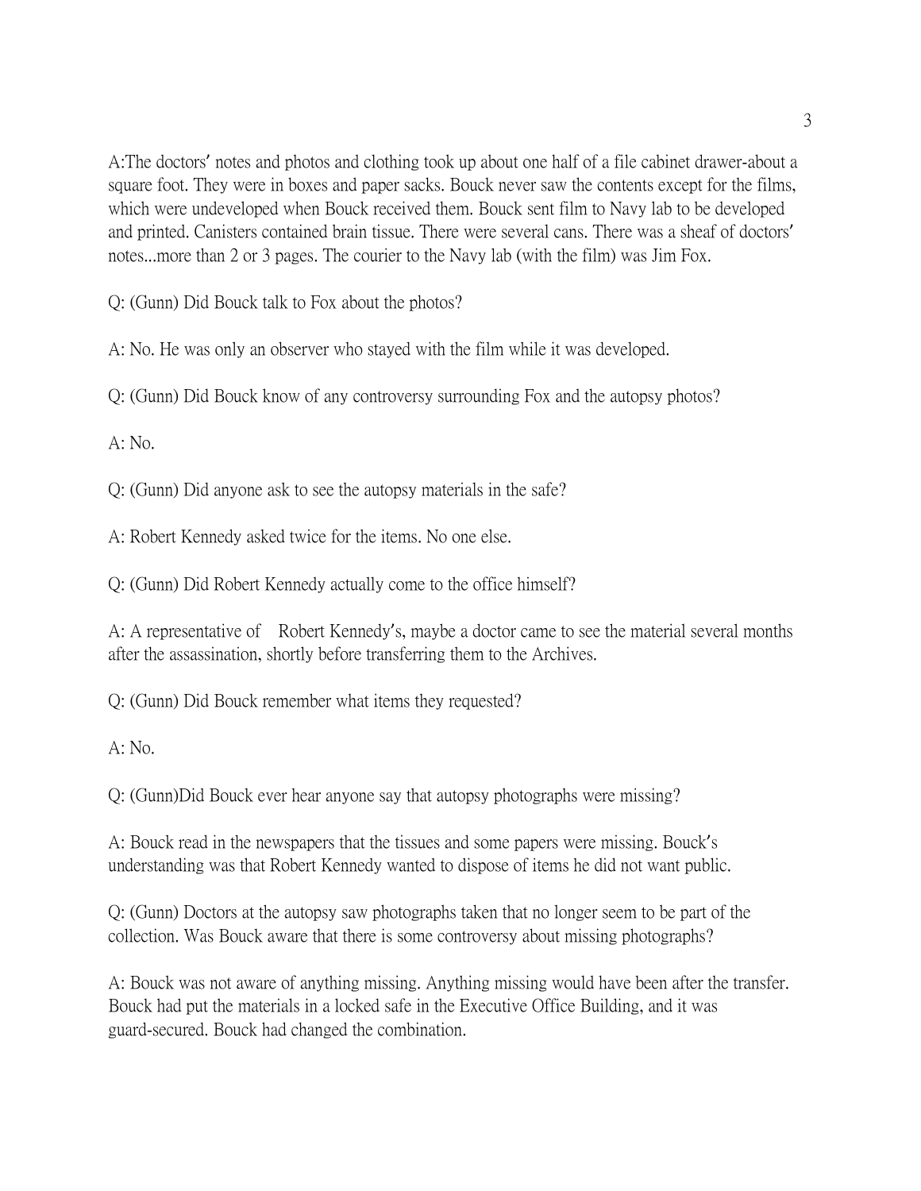A:The doctors' notes and photos and clothing took up about one half of a file cabinet drawer-about a square foot. They were in boxes and paper sacks. Bouck never saw the contents except for the films, which were undeveloped when Bouck received them. Bouck sent film to Navy lab to be developed and printed. Canisters contained brain tissue. There were several cans. There was a sheaf of doctors' notes...more than 2 or 3 pages. The courier to the Navy lab (with the film) was Jim Fox.

Q: (Gunn) Did Bouck talk to Fox about the photos?

A: No. He was only an observer who stayed with the film while it was developed.

Q: (Gunn) Did Bouck know of any controversy surrounding Fox and the autopsy photos?

A: No.

Q: (Gunn) Did anyone ask to see the autopsy materials in the safe?

A: Robert Kennedy asked twice for the items. No one else.

Q: (Gunn) Did Robert Kennedy actually come to the office himself?

A: A representative of Robert Kennedy's, maybe a doctor came to see the material several months after the assassination, shortly before transferring them to the Archives.

Q: (Gunn) Did Bouck remember what items they requested?

A: No.

Q: (Gunn)Did Bouck ever hear anyone say that autopsy photographs were missing?

A: Bouck read in the newspapers that the tissues and some papers were missing. Bouck's understanding was that Robert Kennedy wanted to dispose of items he did not want public.

Q: (Gunn) Doctors at the autopsy saw photographs taken that no longer seem to be part of the collection. Was Bouck aware that there is some controversy about missing photographs?

A: Bouck was not aware of anything missing. Anything missing would have been after the transfer. Bouck had put the materials in a locked safe in the Executive Office Building, and it was guard-secured. Bouck had changed the combination.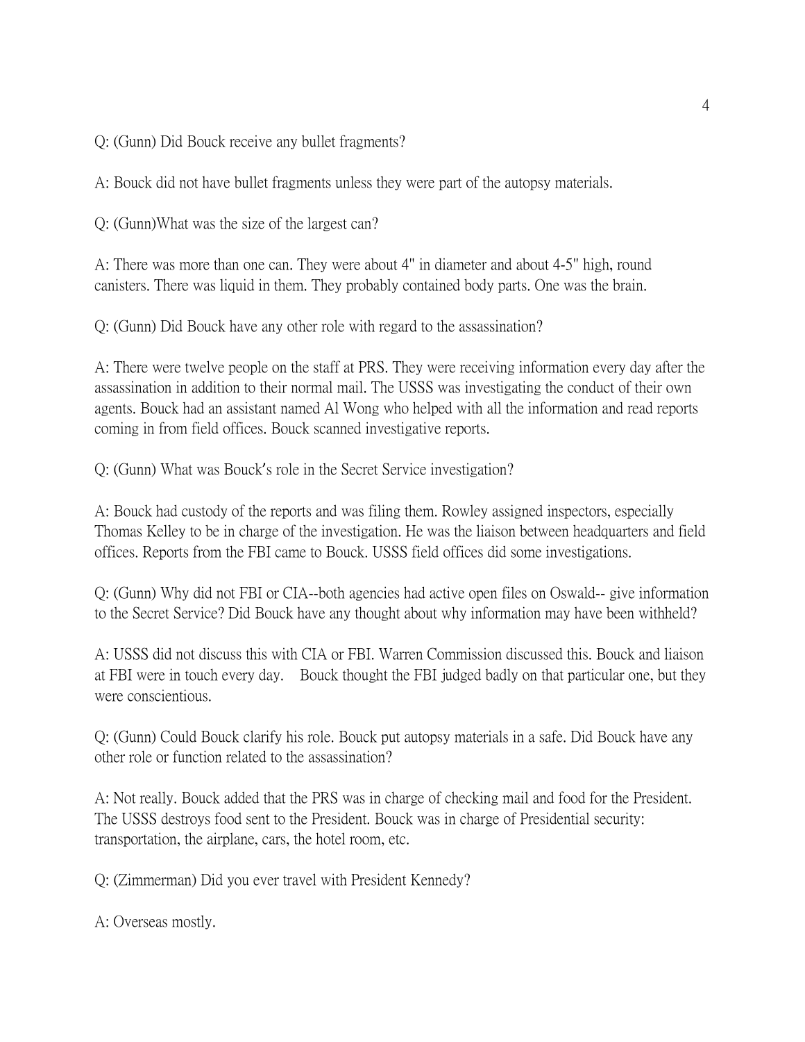Q: (Gunn) Did Bouck receive any bullet fragments?

A: Bouck did not have bullet fragments unless they were part of the autopsy materials.

Q: (Gunn)What was the size of the largest can?

A: There was more than one can. They were about 4" in diameter and about 4-5" high, round canisters. There was liquid in them. They probably contained body parts. One was the brain.

Q: (Gunn) Did Bouck have any other role with regard to the assassination?

A: There were twelve people on the staff at PRS. They were receiving information every day after the assassination in addition to their normal mail. The USSS was investigating the conduct of their own agents. Bouck had an assistant named Al Wong who helped with all the information and read reports coming in from field offices. Bouck scanned investigative reports.

Q: (Gunn) What was Bouck's role in the Secret Service investigation?

A: Bouck had custody of the reports and was filing them. Rowley assigned inspectors, especially Thomas Kelley to be in charge of the investigation. He was the liaison between headquarters and field offices. Reports from the FBI came to Bouck. USSS field offices did some investigations.

Q: (Gunn) Why did not FBI or CIA--both agencies had active open files on Oswald-- give information to the Secret Service? Did Bouck have any thought about why information may have been withheld?

A: USSS did not discuss this with CIA or FBI. Warren Commission discussed this. Bouck and liaison at FBI were in touch every day. Bouck thought the FBI judged badly on that particular one, but they were conscientious.

Q: (Gunn) Could Bouck clarify his role. Bouck put autopsy materials in a safe. Did Bouck have any other role or function related to the assassination?

A: Not really. Bouck added that the PRS was in charge of checking mail and food for the President. The USSS destroys food sent to the President. Bouck was in charge of Presidential security: transportation, the airplane, cars, the hotel room, etc.

Q: (Zimmerman) Did you ever travel with President Kennedy?

A: Overseas mostly.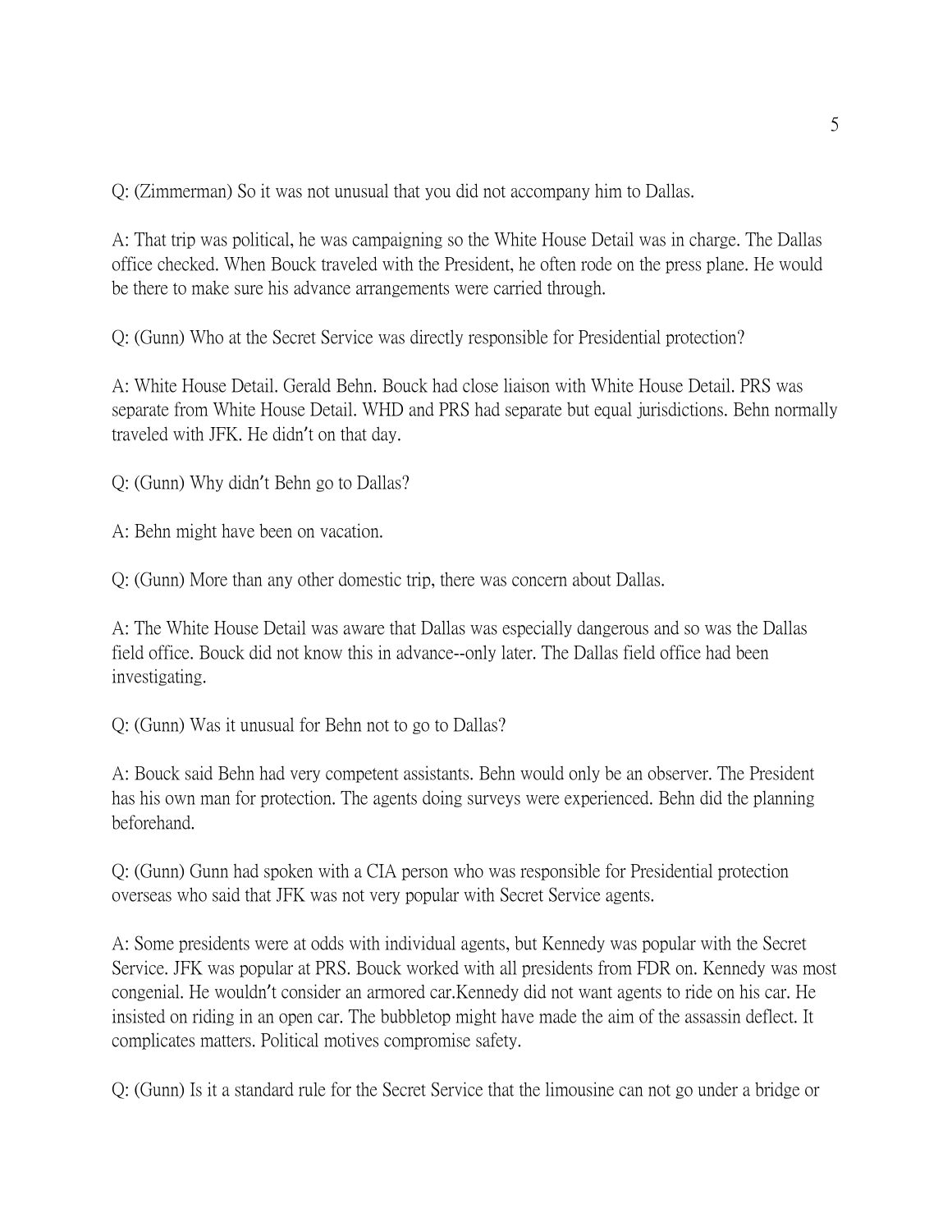Q: (Zimmerman) So it was not unusual that you did not accompany him to Dallas.

A: That trip was political, he was campaigning so the White House Detail was in charge. The Dallas office checked. When Bouck traveled with the President, he often rode on the press plane. He would be there to make sure his advance arrangements were carried through.

Q: (Gunn) Who at the Secret Service was directly responsible for Presidential protection?

A: White House Detail. Gerald Behn. Bouck had close liaison with White House Detail. PRS was separate from White House Detail. WHD and PRS had separate but equal jurisdictions. Behn normally traveled with JFK. He didn't on that day.

Q: (Gunn) Why didn't Behn go to Dallas?

A: Behn might have been on vacation.

Q: (Gunn) More than any other domestic trip, there was concern about Dallas.

A: The White House Detail was aware that Dallas was especially dangerous and so was the Dallas field office. Bouck did not know this in advance--only later. The Dallas field office had been investigating.

Q: (Gunn) Was it unusual for Behn not to go to Dallas?

A: Bouck said Behn had very competent assistants. Behn would only be an observer. The President has his own man for protection. The agents doing surveys were experienced. Behn did the planning beforehand.

Q: (Gunn) Gunn had spoken with a CIA person who was responsible for Presidential protection overseas who said that JFK was not very popular with Secret Service agents.

A: Some presidents were at odds with individual agents, but Kennedy was popular with the Secret Service. JFK was popular at PRS. Bouck worked with all presidents from FDR on. Kennedy was most congenial. He wouldn't consider an armored car.Kennedy did not want agents to ride on his car. He insisted on riding in an open car. The bubbletop might have made the aim of the assassin deflect. It complicates matters. Political motives compromise safety.

Q: (Gunn) Is it a standard rule for the Secret Service that the limousine can not go under a bridge or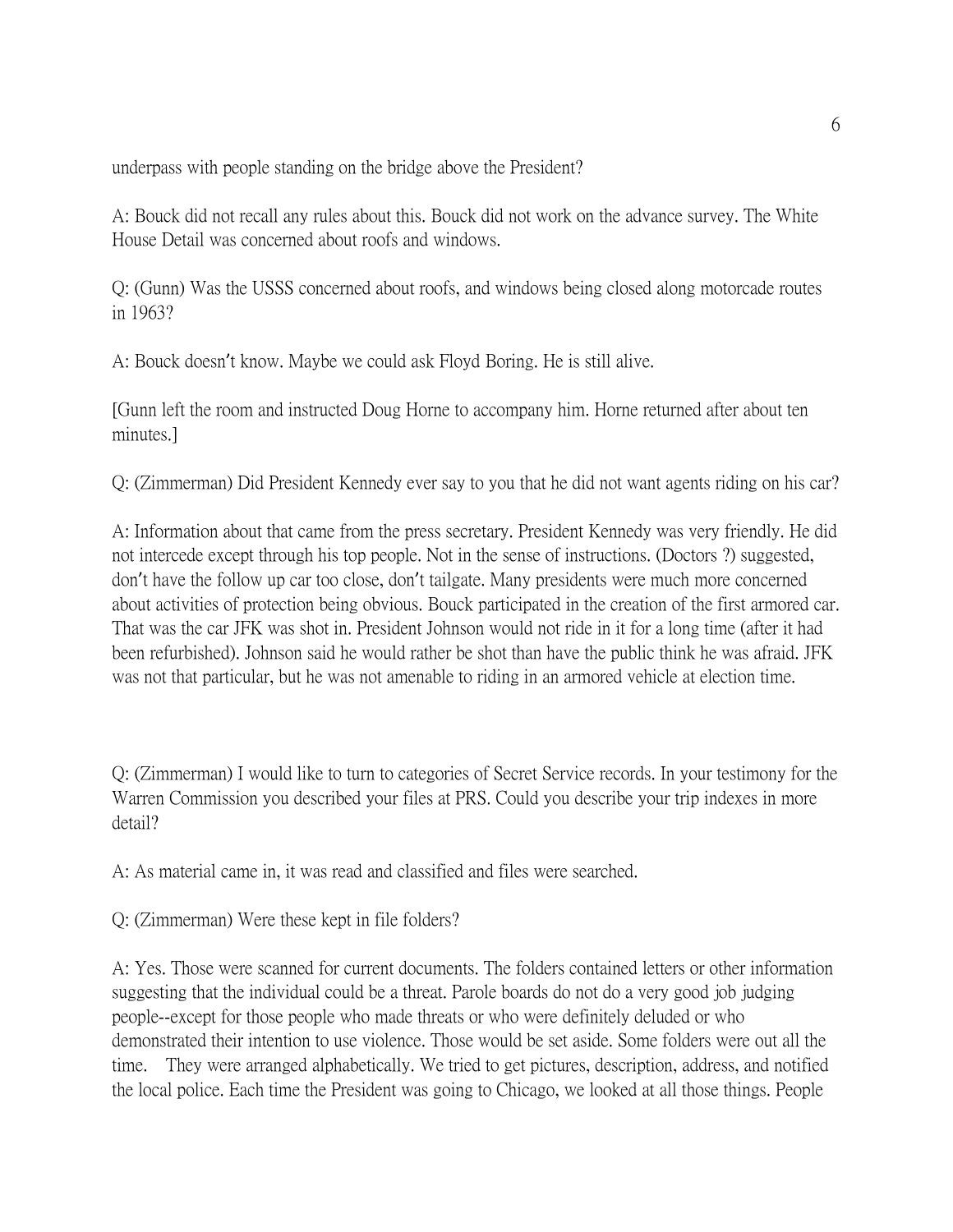underpass with people standing on the bridge above the President?

A: Bouck did not recall any rules about this. Bouck did not work on the advance survey. The White House Detail was concerned about roofs and windows.

Q: (Gunn) Was the USSS concerned about roofs, and windows being closed along motorcade routes in 1963?

A: Bouck doesn't know. Maybe we could ask Floyd Boring. He is still alive.

[Gunn left the room and instructed Doug Horne to accompany him. Horne returned after about ten minutes.]

Q: (Zimmerman) Did President Kennedy ever say to you that he did not want agents riding on his car?

A: Information about that came from the press secretary. President Kennedy was very friendly. He did not intercede except through his top people. Not in the sense of instructions. (Doctors ?) suggested, don't have the follow up car too close, don't tailgate. Many presidents were much more concerned about activities of protection being obvious. Bouck participated in the creation of the first armored car. That was the car JFK was shot in. President Johnson would not ride in it for a long time (after it had been refurbished). Johnson said he would rather be shot than have the public think he was afraid. JFK was not that particular, but he was not amenable to riding in an armored vehicle at election time.

Q: (Zimmerman) I would like to turn to categories of Secret Service records. In your testimony for the Warren Commission you described your files at PRS. Could you describe your trip indexes in more detail?

A: As material came in, it was read and classified and files were searched.

Q: (Zimmerman) Were these kept in file folders?

A: Yes. Those were scanned for current documents. The folders contained letters or other information suggesting that the individual could be a threat. Parole boards do not do a very good job judging people--except for those people who made threats or who were definitely deluded or who demonstrated their intention to use violence. Those would be set aside. Some folders were out all the time. They were arranged alphabetically. We tried to get pictures, description, address, and notified the local police. Each time the President was going to Chicago, we looked at all those things. People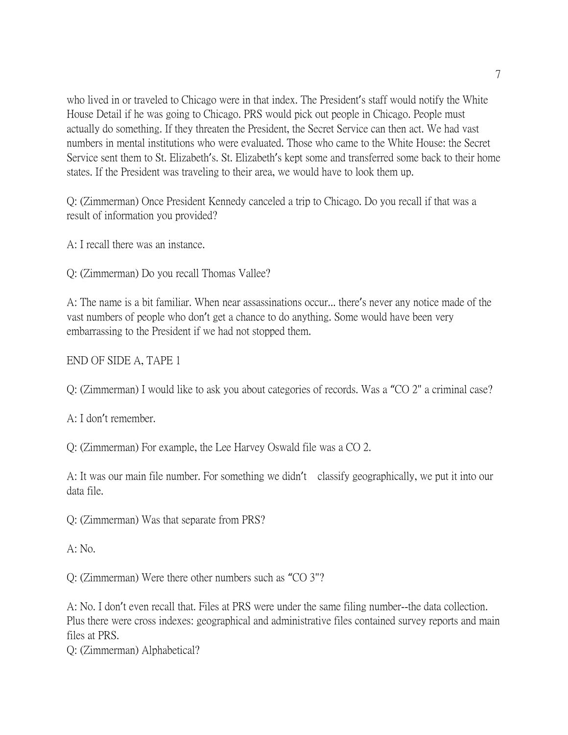who lived in or traveled to Chicago were in that index. The President's staff would notify the White House Detail if he was going to Chicago. PRS would pick out people in Chicago. People must actually do something. If they threaten the President, the Secret Service can then act. We had vast numbers in mental institutions who were evaluated. Those who came to the White House: the Secret Service sent them to St. Elizabeth's. St. Elizabeth's kept some and transferred some back to their home states. If the President was traveling to their area, we would have to look them up.

Q: (Zimmerman) Once President Kennedy canceled a trip to Chicago. Do you recall if that was a result of information you provided?

A: I recall there was an instance.

Q: (Zimmerman) Do you recall Thomas Vallee?

A: The name is a bit familiar. When near assassinations occur... there's never any notice made of the vast numbers of people who don't get a chance to do anything. Some would have been very embarrassing to the President if we had not stopped them.

END OF SIDE A, TAPE 1

Q: (Zimmerman) I would like to ask you about categories of records. Was a "CO 2" a criminal case?

A: I don't remember.

Q: (Zimmerman) For example, the Lee Harvey Oswald file was a CO 2.

A: It was our main file number. For something we didn't classify geographically, we put it into our data file.

Q: (Zimmerman) Was that separate from PRS?

A: No.

Q: (Zimmerman) Were there other numbers such as "CO 3"?

A: No. I don't even recall that. Files at PRS were under the same filing number--the data collection. Plus there were cross indexes: geographical and administrative files contained survey reports and main files at PRS.

Q: (Zimmerman) Alphabetical?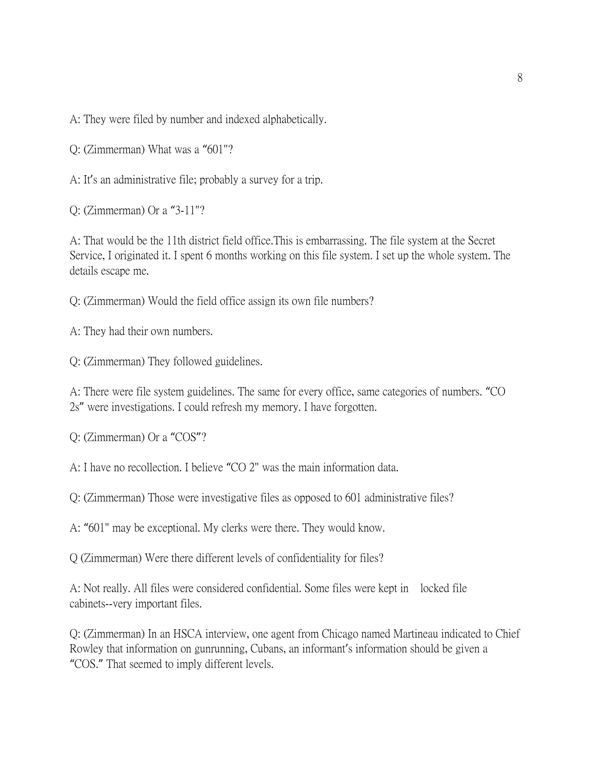A: They were filed by number and indexed alphabetically.

Q: (Zimmerman) What was a "601"?

A: It's an administrative file; probably a survey for a trip.

Q: (Zimmerman) Or a "3-11"?

A: That would be the 11th district field office.This is embarrassing. The file system at the Secret Service, I originated it. I spent 6 months working on this file system. I set up the whole system. The details escape me.

Q: (Zimmerman) Would the field office assign its own file numbers?

A: They had their own numbers.

Q: (Zimmerman) They followed guidelines.

A: There were file system guidelines. The same for every office, same categories of numbers. "CO 2s" were investigations. I could refresh my memory. I have forgotten.

Q: (Zimmerman) Or a "COS"?

A: I have no recollection. I believe "CO 2" was the main information data.

Q: (Zimmerman) Those were investigative files as opposed to 601 administrative files?

A: "601" may be exceptional. My clerks were there. They would know.

Q (Zimmerman) Were there different levels of confidentiality for files?

A: Not really. All files were considered confidential. Some files were kept in locked file cabinets--very important files.

Q: (Zimmerman) In an HSCA interview, one agent from Chicago named Martineau indicated to Chief Rowley that information on gunrunning, Cubans, an informant's information should be given a "COS." That seemed to imply different levels.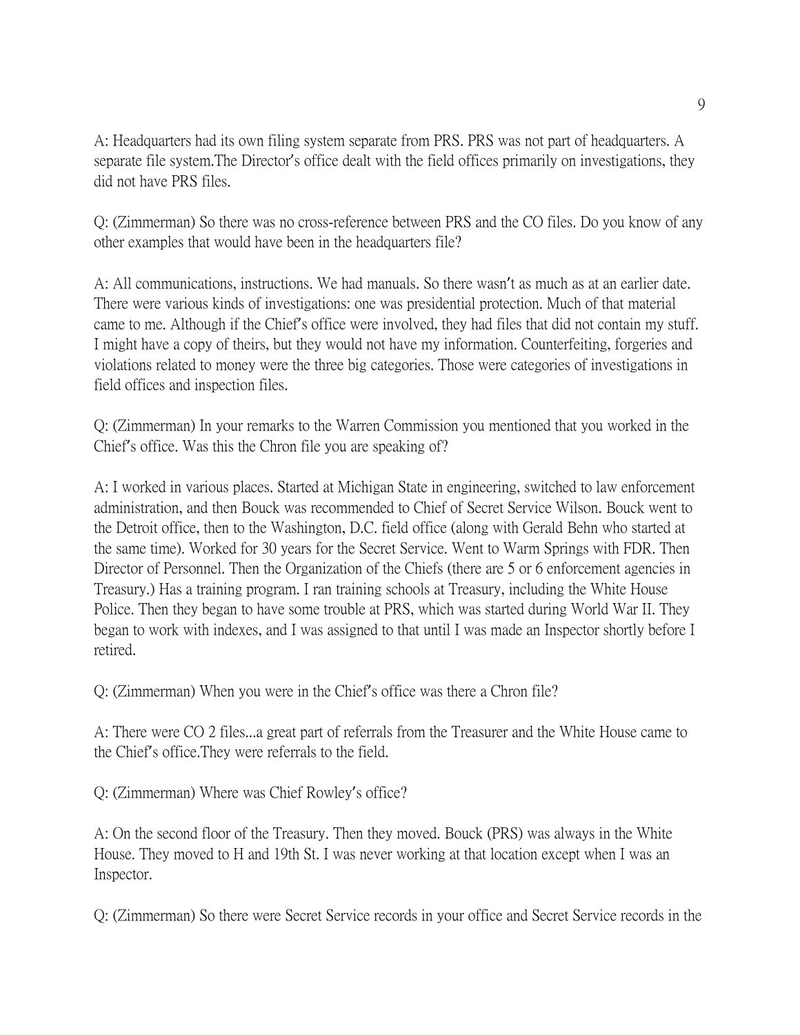A: Headquarters had its own filing system separate from PRS. PRS was not part of headquarters. A separate file system.The Director's office dealt with the field offices primarily on investigations, they did not have PRS files.

Q: (Zimmerman) So there was no cross-reference between PRS and the CO files. Do you know of any other examples that would have been in the headquarters file?

A: All communications, instructions. We had manuals. So there wasn't as much as at an earlier date. There were various kinds of investigations: one was presidential protection. Much of that material came to me. Although if the Chief's office were involved, they had files that did not contain my stuff. I might have a copy of theirs, but they would not have my information. Counterfeiting, forgeries and violations related to money were the three big categories. Those were categories of investigations in field offices and inspection files.

Q: (Zimmerman) In your remarks to the Warren Commission you mentioned that you worked in the Chief's office. Was this the Chron file you are speaking of?

A: I worked in various places. Started at Michigan State in engineering, switched to law enforcement administration, and then Bouck was recommended to Chief of Secret Service Wilson. Bouck went to the Detroit office, then to the Washington, D.C. field office (along with Gerald Behn who started at the same time). Worked for 30 years for the Secret Service. Went to Warm Springs with FDR. Then Director of Personnel. Then the Organization of the Chiefs (there are 5 or 6 enforcement agencies in Treasury.) Has a training program. I ran training schools at Treasury, including the White House Police. Then they began to have some trouble at PRS, which was started during World War II. They began to work with indexes, and I was assigned to that until I was made an Inspector shortly before I retired.

Q: (Zimmerman) When you were in the Chief's office was there a Chron file?

A: There were CO 2 files...a great part of referrals from the Treasurer and the White House came to the Chief's office.They were referrals to the field.

Q: (Zimmerman) Where was Chief Rowley's office?

A: On the second floor of the Treasury. Then they moved. Bouck (PRS) was always in the White House. They moved to H and 19th St. I was never working at that location except when I was an Inspector.

Q: (Zimmerman) So there were Secret Service records in your office and Secret Service records in the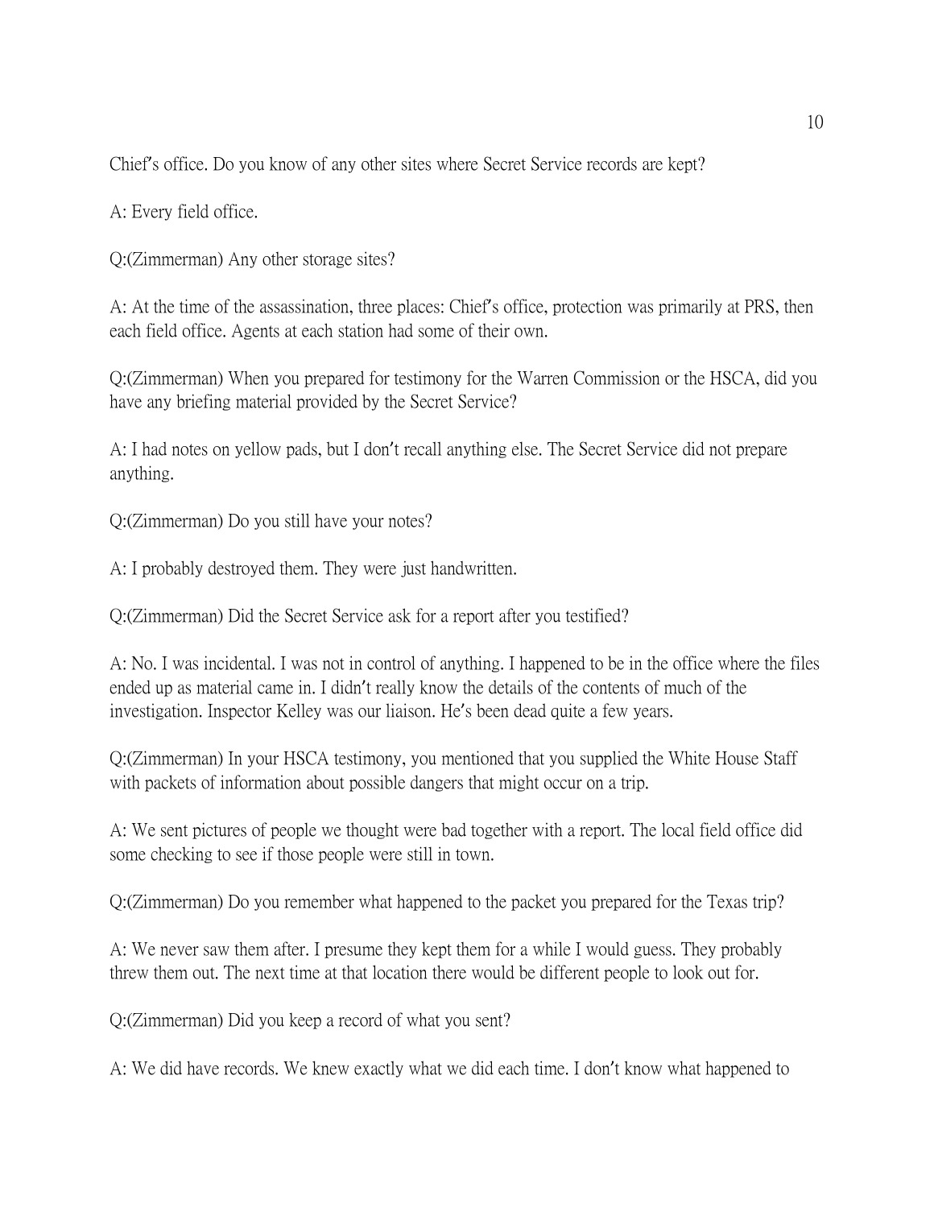Chief's office. Do you know of any other sites where Secret Service records are kept?

A: Every field office.

Q:(Zimmerman) Any other storage sites?

A: At the time of the assassination, three places: Chief's office, protection was primarily at PRS, then each field office. Agents at each station had some of their own.

Q:(Zimmerman) When you prepared for testimony for the Warren Commission or the HSCA, did you have any briefing material provided by the Secret Service?

A: I had notes on yellow pads, but I don't recall anything else. The Secret Service did not prepare anything.

Q:(Zimmerman) Do you still have your notes?

A: I probably destroyed them. They were just handwritten.

Q:(Zimmerman) Did the Secret Service ask for a report after you testified?

A: No. I was incidental. I was not in control of anything. I happened to be in the office where the files ended up as material came in. I didn't really know the details of the contents of much of the investigation. Inspector Kelley was our liaison. He's been dead quite a few years.

Q:(Zimmerman) In your HSCA testimony, you mentioned that you supplied the White House Staff with packets of information about possible dangers that might occur on a trip.

A: We sent pictures of people we thought were bad together with a report. The local field office did some checking to see if those people were still in town.

Q:(Zimmerman) Do you remember what happened to the packet you prepared for the Texas trip?

A: We never saw them after. I presume they kept them for a while I would guess. They probably threw them out. The next time at that location there would be different people to look out for.

Q:(Zimmerman) Did you keep a record of what you sent?

A: We did have records. We knew exactly what we did each time. I don't know what happened to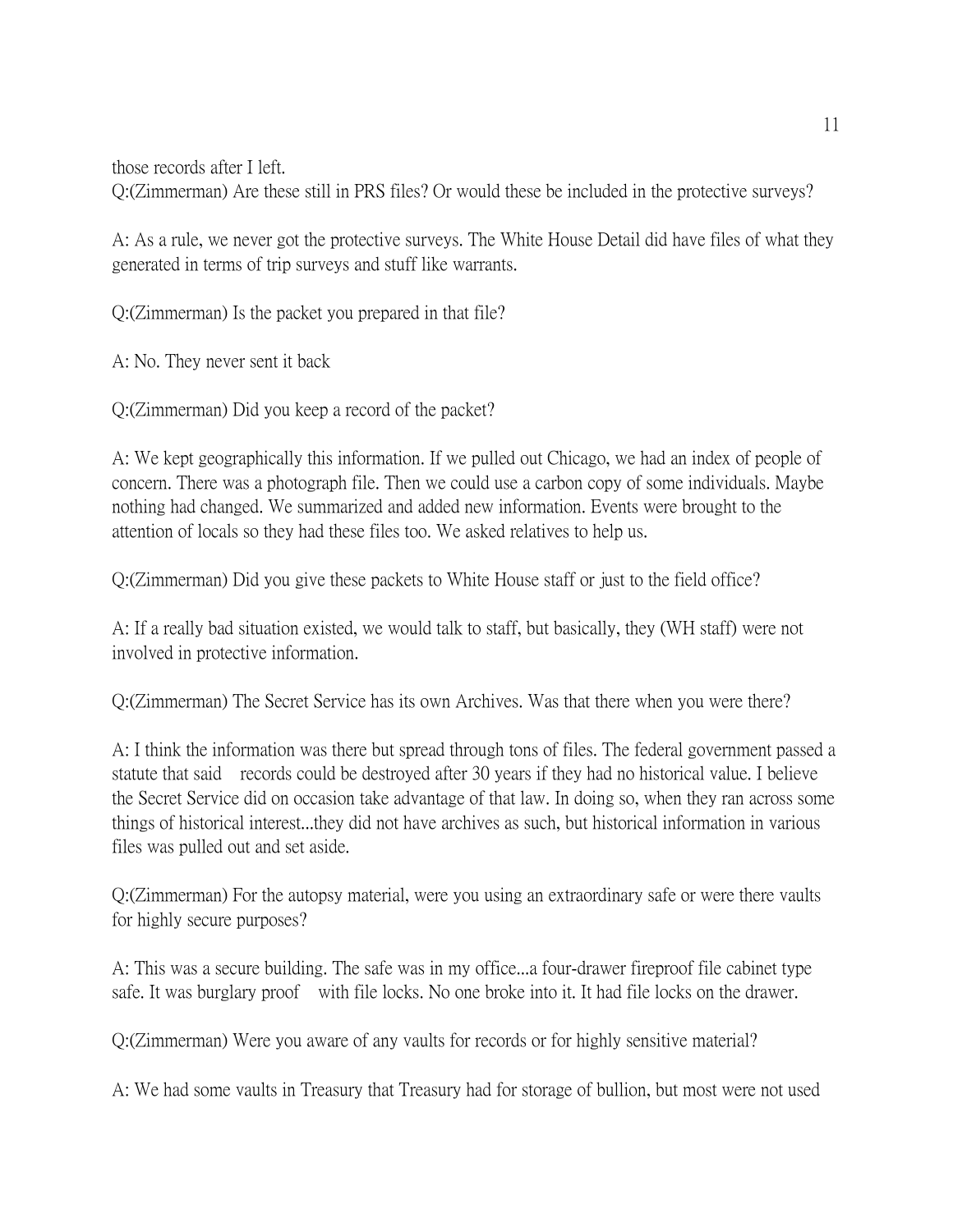those records after I left.

Q:(Zimmerman) Are these still in PRS files? Or would these be included in the protective surveys?

A: As a rule, we never got the protective surveys. The White House Detail did have files of what they generated in terms of trip surveys and stuff like warrants.

Q:(Zimmerman) Is the packet you prepared in that file?

A: No. They never sent it back

Q:(Zimmerman) Did you keep a record of the packet?

A: We kept geographically this information. If we pulled out Chicago, we had an index of people of concern. There was a photograph file. Then we could use a carbon copy of some individuals. Maybe nothing had changed. We summarized and added new information. Events were brought to the attention of locals so they had these files too. We asked relatives to help us.

Q:(Zimmerman) Did you give these packets to White House staff or just to the field office?

A: If a really bad situation existed, we would talk to staff, but basically, they (WH staff) were not involved in protective information.

Q:(Zimmerman) The Secret Service has its own Archives. Was that there when you were there?

A: I think the information was there but spread through tons of files. The federal government passed a statute that said records could be destroyed after 30 years if they had no historical value. I believe the Secret Service did on occasion take advantage of that law. In doing so, when they ran across some things of historical interest...they did not have archives as such, but historical information in various files was pulled out and set aside.

Q:(Zimmerman) For the autopsy material, were you using an extraordinary safe or were there vaults for highly secure purposes?

A: This was a secure building. The safe was in my office...a four-drawer fireproof file cabinet type safe. It was burglary proof with file locks. No one broke into it. It had file locks on the drawer.

Q:(Zimmerman) Were you aware of any vaults for records or for highly sensitive material?

A: We had some vaults in Treasury that Treasury had for storage of bullion, but most were not used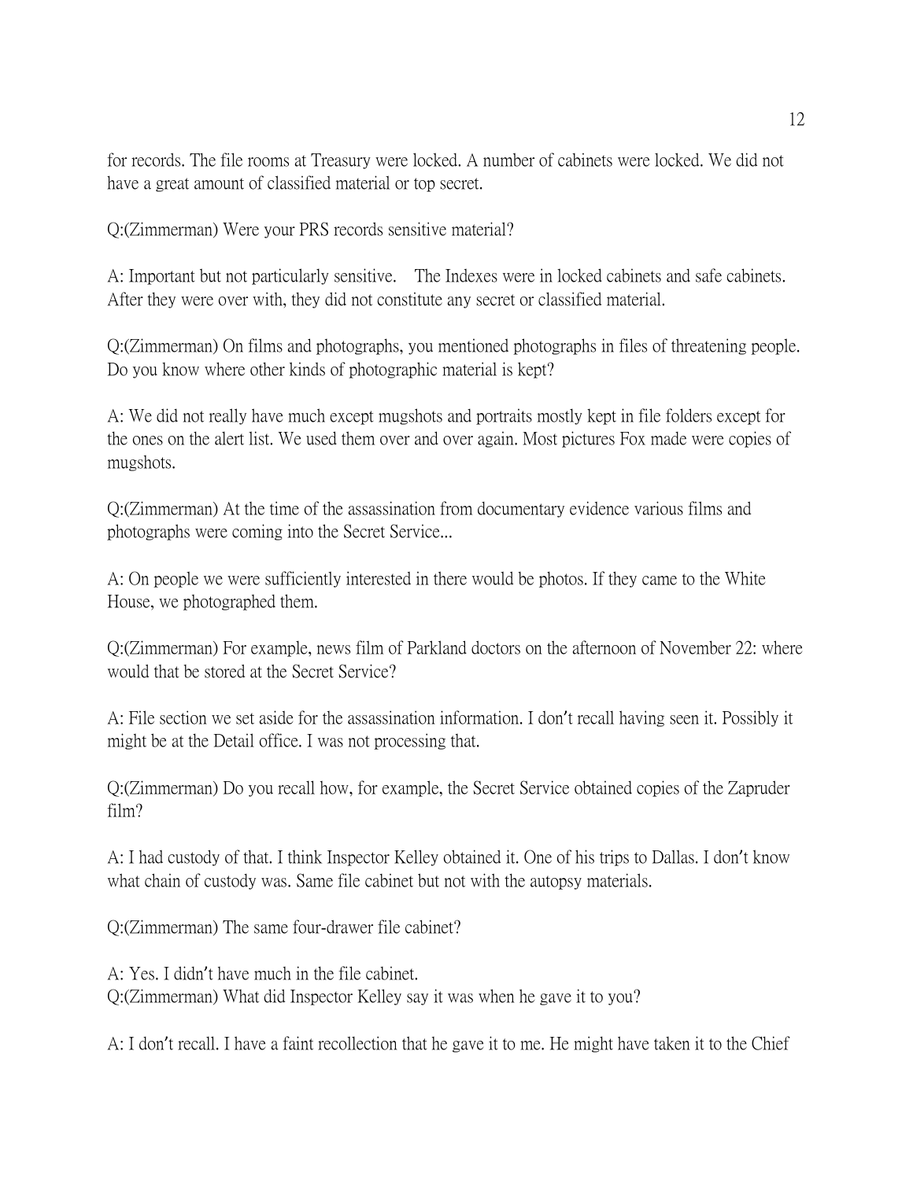for records. The file rooms at Treasury were locked. A number of cabinets were locked. We did not have a great amount of classified material or top secret.

Q:(Zimmerman) Were your PRS records sensitive material?

A: Important but not particularly sensitive. The Indexes were in locked cabinets and safe cabinets. After they were over with, they did not constitute any secret or classified material.

Q:(Zimmerman) On films and photographs, you mentioned photographs in files of threatening people. Do you know where other kinds of photographic material is kept?

A: We did not really have much except mugshots and portraits mostly kept in file folders except for the ones on the alert list. We used them over and over again. Most pictures Fox made were copies of mugshots.

Q:(Zimmerman) At the time of the assassination from documentary evidence various films and photographs were coming into the Secret Service...

A: On people we were sufficiently interested in there would be photos. If they came to the White House, we photographed them.

Q:(Zimmerman) For example, news film of Parkland doctors on the afternoon of November 22: where would that be stored at the Secret Service?

A: File section we set aside for the assassination information. I don't recall having seen it. Possibly it might be at the Detail office. I was not processing that.

Q:(Zimmerman) Do you recall how, for example, the Secret Service obtained copies of the Zapruder film?

A: I had custody of that. I think Inspector Kelley obtained it. One of his trips to Dallas. I don't know what chain of custody was. Same file cabinet but not with the autopsy materials.

Q:(Zimmerman) The same four-drawer file cabinet?

A: Yes. I didn't have much in the file cabinet.

Q:(Zimmerman) What did Inspector Kelley say it was when he gave it to you?

A: I don't recall. I have a faint recollection that he gave it to me. He might have taken it to the Chief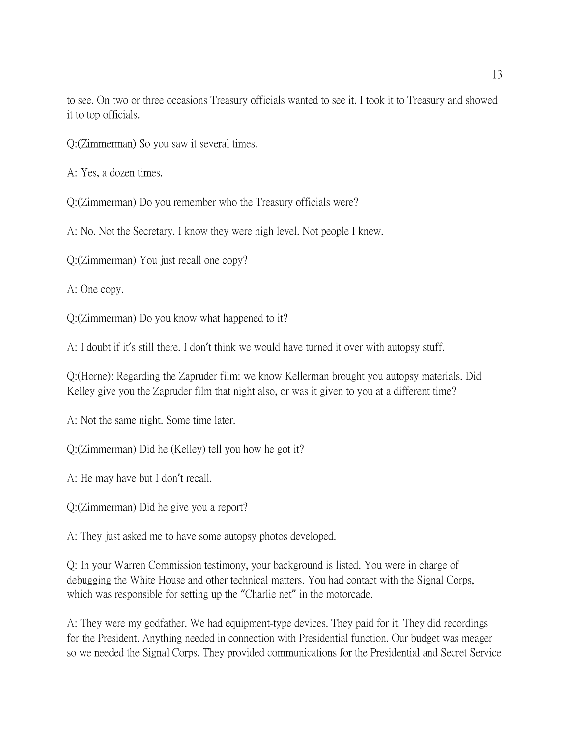to see. On two or three occasions Treasury officials wanted to see it. I took it to Treasury and showed it to top officials.

Q:(Zimmerman) So you saw it several times.

A: Yes, a dozen times.

Q:(Zimmerman) Do you remember who the Treasury officials were?

A: No. Not the Secretary. I know they were high level. Not people I knew.

Q:(Zimmerman) You just recall one copy?

A: One copy.

Q:(Zimmerman) Do you know what happened to it?

A: I doubt if it's still there. I don't think we would have turned it over with autopsy stuff.

Q:(Horne): Regarding the Zapruder film: we know Kellerman brought you autopsy materials. Did Kelley give you the Zapruder film that night also, or was it given to you at a different time?

A: Not the same night. Some time later.

Q:(Zimmerman) Did he (Kelley) tell you how he got it?

A: He may have but I don't recall.

Q:(Zimmerman) Did he give you a report?

A: They just asked me to have some autopsy photos developed.

Q: In your Warren Commission testimony, your background is listed. You were in charge of debugging the White House and other technical matters. You had contact with the Signal Corps, which was responsible for setting up the "Charlie net" in the motorcade.

A: They were my godfather. We had equipment-type devices. They paid for it. They did recordings for the President. Anything needed in connection with Presidential function. Our budget was meager so we needed the Signal Corps. They provided communications for the Presidential and Secret Service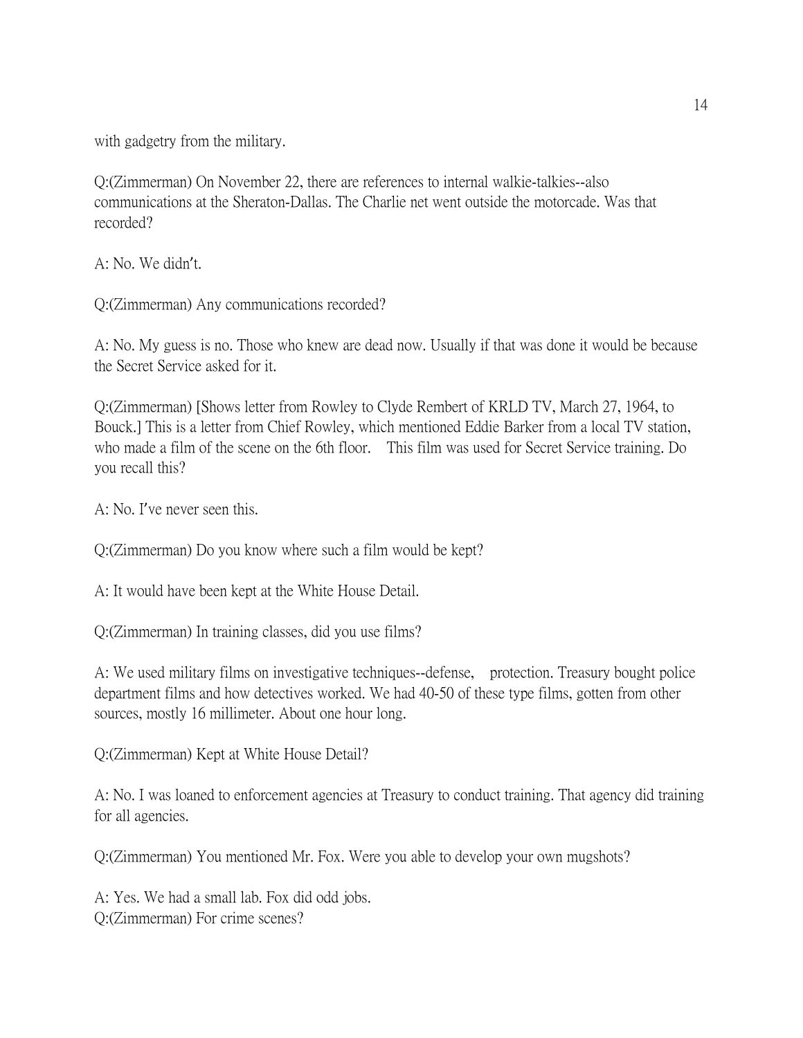with gadgetry from the military.

Q:(Zimmerman) On November 22, there are references to internal walkie-talkies--also communications at the Sheraton-Dallas. The Charlie net went outside the motorcade. Was that recorded?

A: No. We didn't.

Q:(Zimmerman) Any communications recorded?

A: No. My guess is no. Those who knew are dead now. Usually if that was done it would be because the Secret Service asked for it.

Q:(Zimmerman) [Shows letter from Rowley to Clyde Rembert of KRLD TV, March 27, 1964, to Bouck.] This is a letter from Chief Rowley, which mentioned Eddie Barker from a local TV station, who made a film of the scene on the 6th floor. This film was used for Secret Service training. Do you recall this?

A: No. I've never seen this.

Q:(Zimmerman) Do you know where such a film would be kept?

A: It would have been kept at the White House Detail.

Q:(Zimmerman) In training classes, did you use films?

A: We used military films on investigative techniques--defense, protection. Treasury bought police department films and how detectives worked. We had 40-50 of these type films, gotten from other sources, mostly 16 millimeter. About one hour long.

Q:(Zimmerman) Kept at White House Detail?

A: No. I was loaned to enforcement agencies at Treasury to conduct training. That agency did training for all agencies.

Q:(Zimmerman) You mentioned Mr. Fox. Were you able to develop your own mugshots?

A: Yes. We had a small lab. Fox did odd jobs.

Q:(Zimmerman) For crime scenes?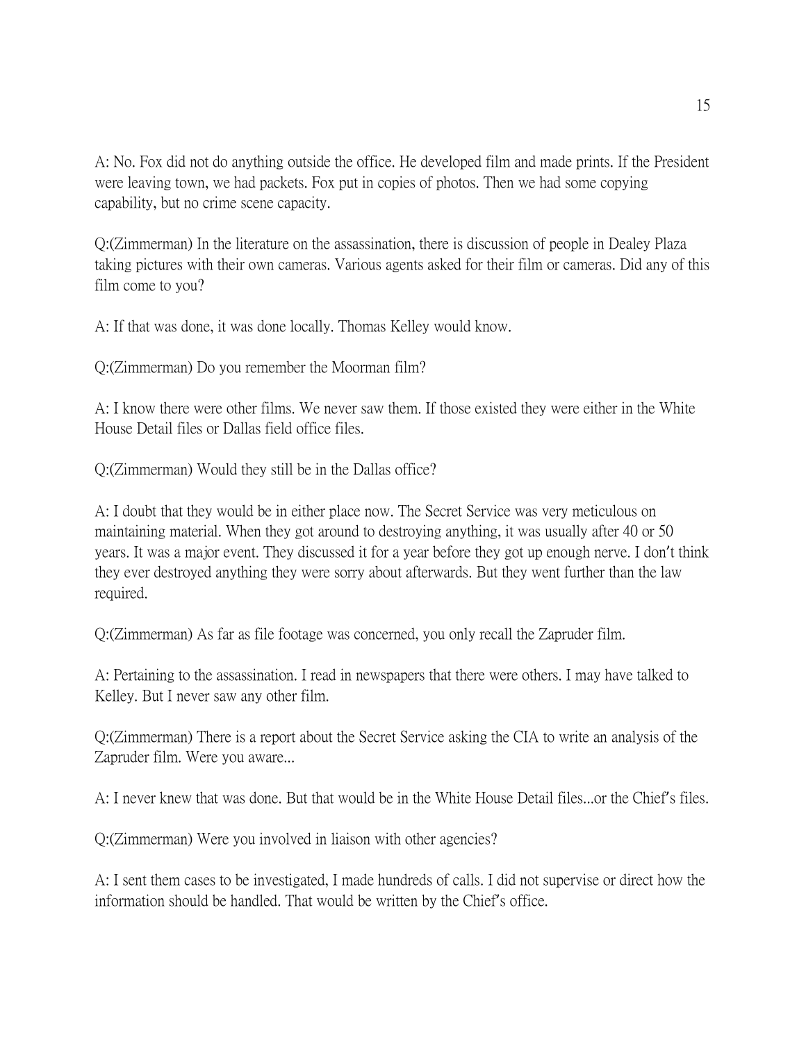A: No. Fox did not do anything outside the office. He developed film and made prints. If the President were leaving town, we had packets. Fox put in copies of photos. Then we had some copying capability, but no crime scene capacity.

Q:(Zimmerman) In the literature on the assassination, there is discussion of people in Dealey Plaza taking pictures with their own cameras. Various agents asked for their film or cameras. Did any of this film come to you?

A: If that was done, it was done locally. Thomas Kelley would know.

Q:(Zimmerman) Do you remember the Moorman film?

A: I know there were other films. We never saw them. If those existed they were either in the White House Detail files or Dallas field office files.

Q:(Zimmerman) Would they still be in the Dallas office?

A: I doubt that they would be in either place now. The Secret Service was very meticulous on maintaining material. When they got around to destroying anything, it was usually after 40 or 50 years. It was a major event. They discussed it for a year before they got up enough nerve. I don't think they ever destroyed anything they were sorry about afterwards. But they went further than the law required.

Q:(Zimmerman) As far as file footage was concerned, you only recall the Zapruder film.

A: Pertaining to the assassination. I read in newspapers that there were others. I may have talked to Kelley. But I never saw any other film.

Q:(Zimmerman) There is a report about the Secret Service asking the CIA to write an analysis of the Zapruder film. Were you aware...

A: I never knew that was done. But that would be in the White House Detail files...or the Chief's files.

Q:(Zimmerman) Were you involved in liaison with other agencies?

A: I sent them cases to be investigated, I made hundreds of calls. I did not supervise or direct how the information should be handled. That would be written by the Chief's office.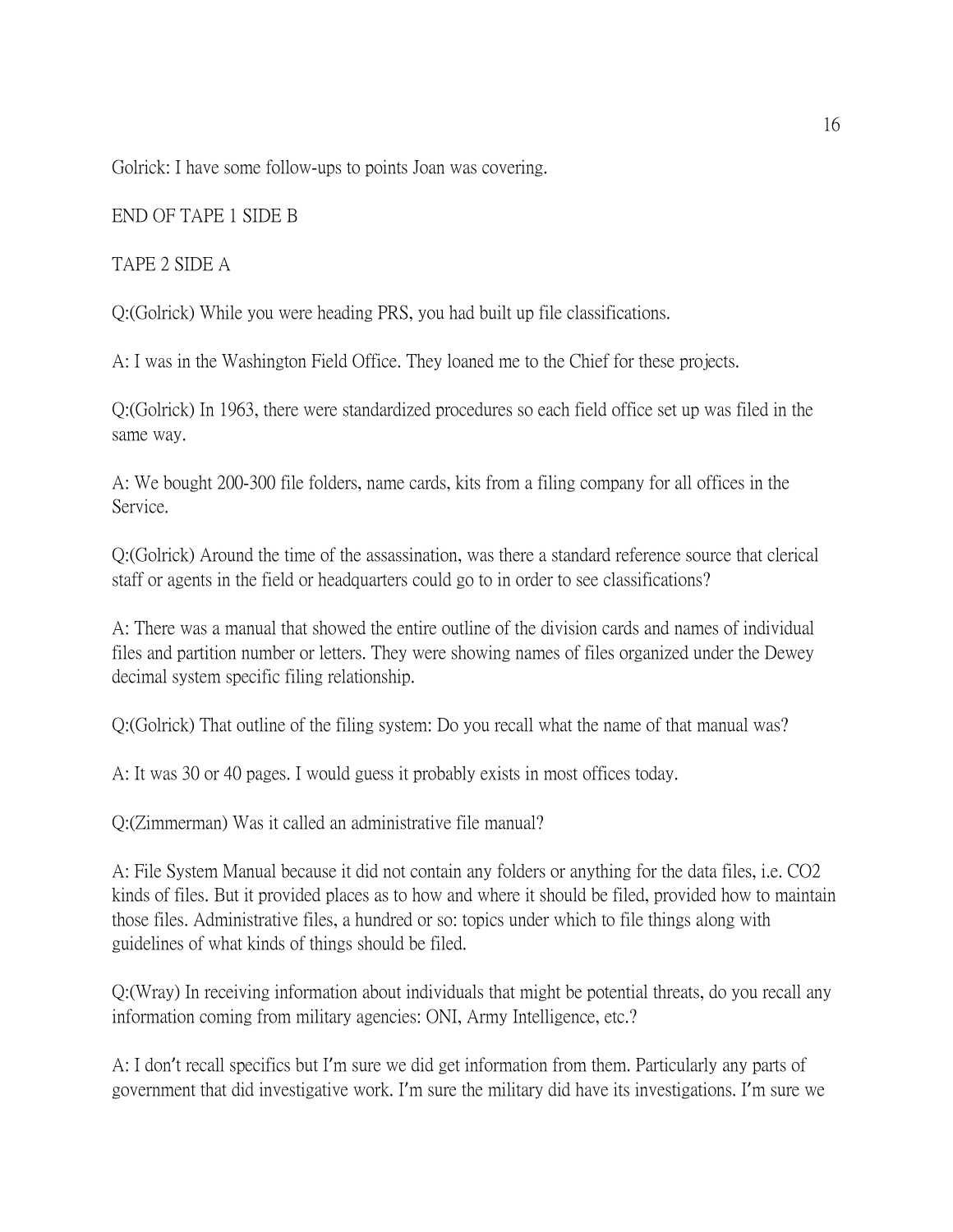Golrick: I have some follow-ups to points Joan was covering.

END OF TAPE 1 SIDE B

TAPE 2 SIDE A

Q:(Golrick) While you were heading PRS, you had built up file classifications.

A: I was in the Washington Field Office. They loaned me to the Chief for these projects.

Q:(Golrick) In 1963, there were standardized procedures so each field office set up was filed in the same way.

A: We bought 200-300 file folders, name cards, kits from a filing company for all offices in the Service.

Q:(Golrick) Around the time of the assassination, was there a standard reference source that clerical staff or agents in the field or headquarters could go to in order to see classifications?

A: There was a manual that showed the entire outline of the division cards and names of individual files and partition number or letters. They were showing names of files organized under the Dewey decimal system specific filing relationship.

Q:(Golrick) That outline of the filing system: Do you recall what the name of that manual was?

A: It was 30 or 40 pages. I would guess it probably exists in most offices today.

Q:(Zimmerman) Was it called an administrative file manual?

A: File System Manual because it did not contain any folders or anything for the data files, i.e. CO2 kinds of files. But it provided places as to how and where it should be filed, provided how to maintain those files. Administrative files, a hundred or so: topics under which to file things along with guidelines of what kinds of things should be filed.

Q:(Wray) In receiving information about individuals that might be potential threats, do you recall any information coming from military agencies: ONI, Army Intelligence, etc.?

A: I don't recall specifics but I'm sure we did get information from them. Particularly any parts of government that did investigative work. I'm sure the military did have its investigations. I'm sure we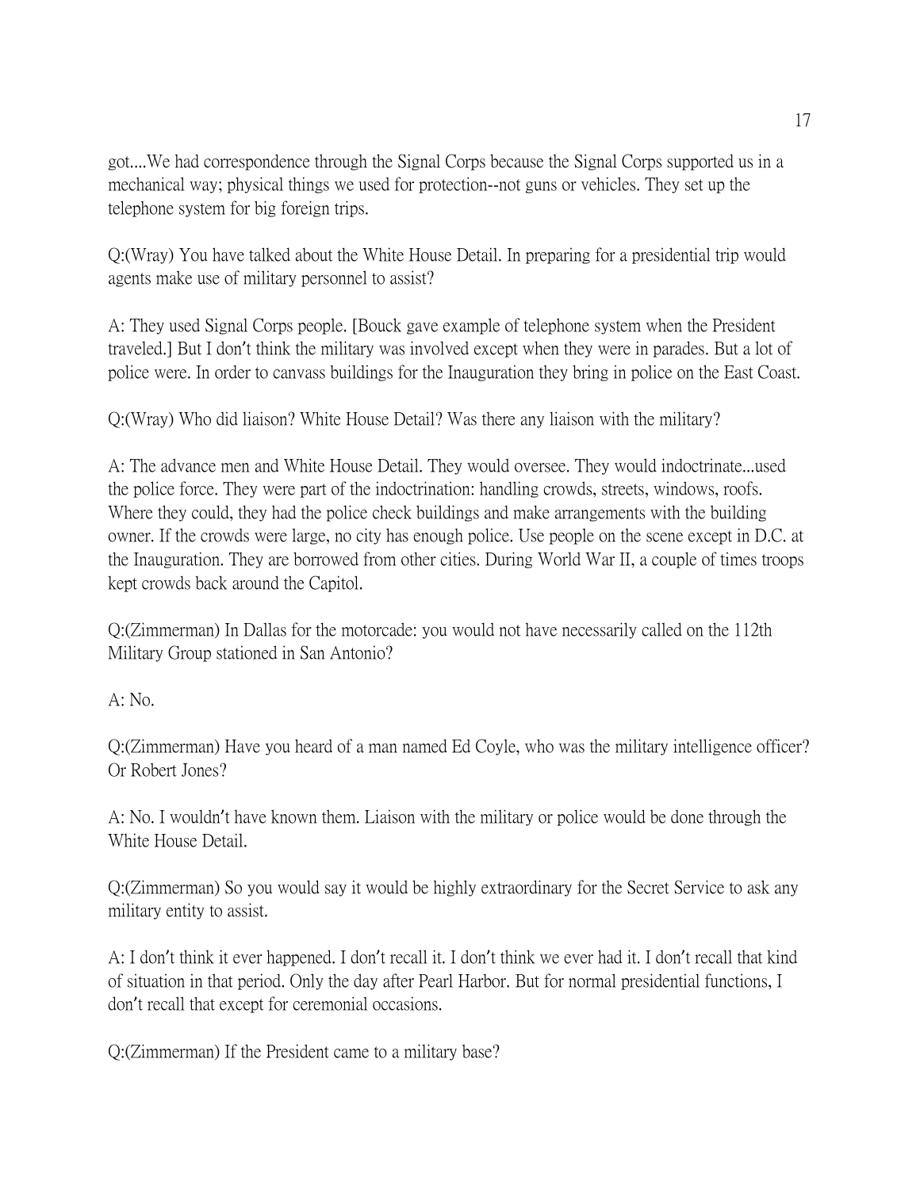got....We had correspondence through the Signal Corps because the Signal Corps supported us in a mechanical way; physical things we used for protection--not guns or vehicles. They set up the telephone system for big foreign trips.

Q:(Wray) You have talked about the White House Detail. In preparing for a presidential trip would agents make use of military personnel to assist?

A: They used Signal Corps people. [Bouck gave example of telephone system when the President traveled.] But I don't think the military was involved except when they were in parades. But a lot of police were. In order to canvass buildings for the Inauguration they bring in police on the East Coast.

Q:(Wray) Who did liaison? White House Detail? Was there any liaison with the military?

A: The advance men and White House Detail. They would oversee. They would indoctrinate...used the police force. They were part of the indoctrination: handling crowds, streets, windows, roofs. Where they could, they had the police check buildings and make arrangements with the building owner. If the crowds were large, no city has enough police. Use people on the scene except in D.C. at the Inauguration. They are borrowed from other cities. During World War II, a couple of times troops kept crowds back around the Capitol.

Q:(Zimmerman) In Dallas for the motorcade: you would not have necessarily called on the 112th Military Group stationed in San Antonio?

A: No.

Q:(Zimmerman) Have you heard of a man named Ed Coyle, who was the military intelligence officer? Or Robert Jones?

A: No. I wouldn't have known them. Liaison with the military or police would be done through the White House Detail.

Q:(Zimmerman) So you would say it would be highly extraordinary for the Secret Service to ask any military entity to assist.

A: I don't think it ever happened. I don't recall it. I don't think we ever had it. I don't recall that kind of situation in that period. Only the day after Pearl Harbor. But for normal presidential functions, I don't recall that except for ceremonial occasions.

Q:(Zimmerman) If the President came to a military base?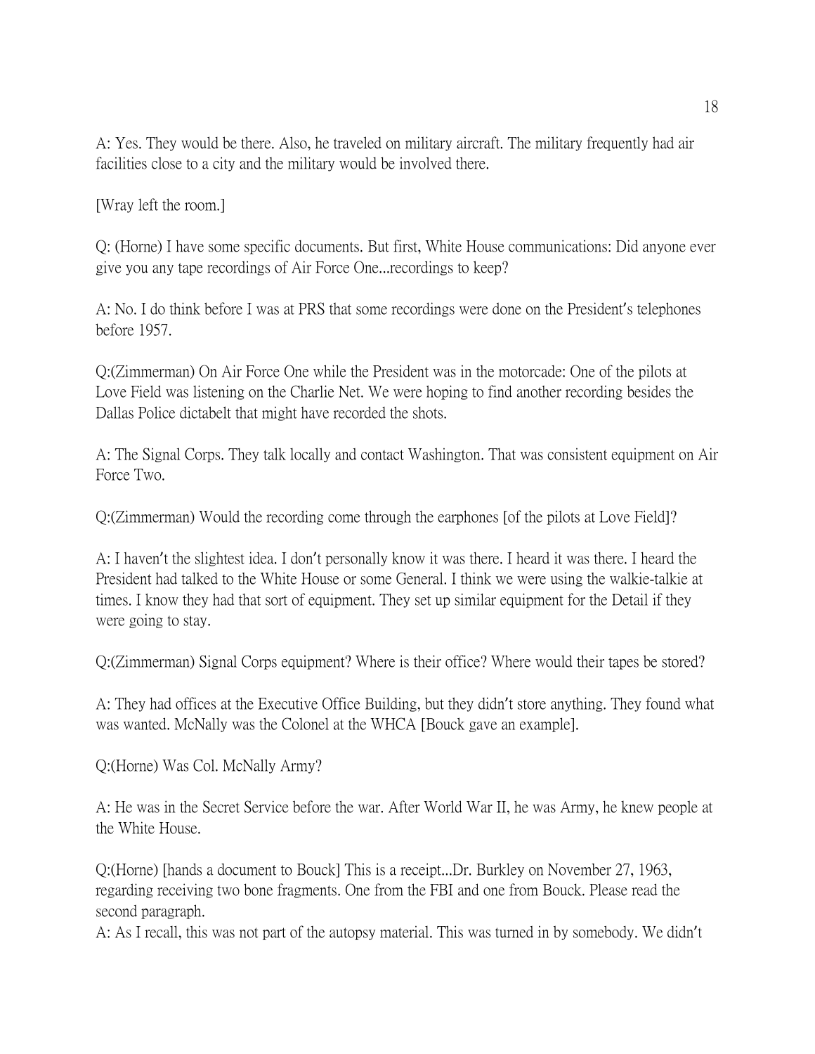A: Yes. They would be there. Also, he traveled on military aircraft. The military frequently had air facilities close to a city and the military would be involved there.

[Wray left the room.]

Q: (Horne) I have some specific documents. But first, White House communications: Did anyone ever give you any tape recordings of Air Force One...recordings to keep?

A: No. I do think before I was at PRS that some recordings were done on the President's telephones before 1957.

Q:(Zimmerman) On Air Force One while the President was in the motorcade: One of the pilots at Love Field was listening on the Charlie Net. We were hoping to find another recording besides the Dallas Police dictabelt that might have recorded the shots.

A: The Signal Corps. They talk locally and contact Washington. That was consistent equipment on Air Force Two.

Q:(Zimmerman) Would the recording come through the earphones [of the pilots at Love Field]?

A: I haven't the slightest idea. I don't personally know it was there. I heard it was there. I heard the President had talked to the White House or some General. I think we were using the walkie-talkie at times. I know they had that sort of equipment. They set up similar equipment for the Detail if they were going to stay.

Q:(Zimmerman) Signal Corps equipment? Where is their office? Where would their tapes be stored?

A: They had offices at the Executive Office Building, but they didn't store anything. They found what was wanted. McNally was the Colonel at the WHCA [Bouck gave an example].

Q:(Horne) Was Col. McNally Army?

A: He was in the Secret Service before the war. After World War II, he was Army, he knew people at the White House.

Q:(Horne) [hands a document to Bouck] This is a receipt...Dr. Burkley on November 27, 1963, regarding receiving two bone fragments. One from the FBI and one from Bouck. Please read the second paragraph.

A: As I recall, this was not part of the autopsy material. This was turned in by somebody. We didn't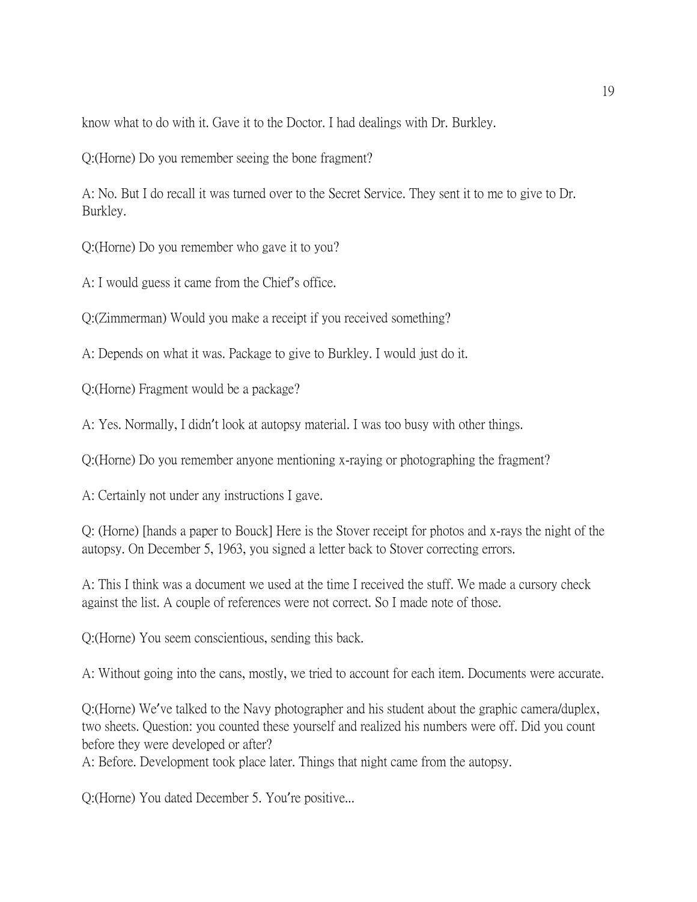know what to do with it. Gave it to the Doctor. I had dealings with Dr. Burkley.

Q:(Horne) Do you remember seeing the bone fragment?

A: No. But I do recall it was turned over to the Secret Service. They sent it to me to give to Dr. Burkley.

Q:(Horne) Do you remember who gave it to you?

A: I would guess it came from the Chief's office.

Q:(Zimmerman) Would you make a receipt if you received something?

A: Depends on what it was. Package to give to Burkley. I would just do it.

Q:(Horne) Fragment would be a package?

A: Yes. Normally, I didn't look at autopsy material. I was too busy with other things.

Q:(Horne) Do you remember anyone mentioning x-raying or photographing the fragment?

A: Certainly not under any instructions I gave.

Q: (Horne) [hands a paper to Bouck] Here is the Stover receipt for photos and x-rays the night of the autopsy. On December 5, 1963, you signed a letter back to Stover correcting errors.

A: This I think was a document we used at the time I received the stuff. We made a cursory check against the list. A couple of references were not correct. So I made note of those.

Q:(Horne) You seem conscientious, sending this back.

A: Without going into the cans, mostly, we tried to account for each item. Documents were accurate.

Q:(Horne) We've talked to the Navy photographer and his student about the graphic camera/duplex, two sheets. Question: you counted these yourself and realized his numbers were off. Did you count before they were developed or after?
A: Before. Development took place later. Things that night came from the autopsy.

Q:(Horne) You dated December 5. You're positive...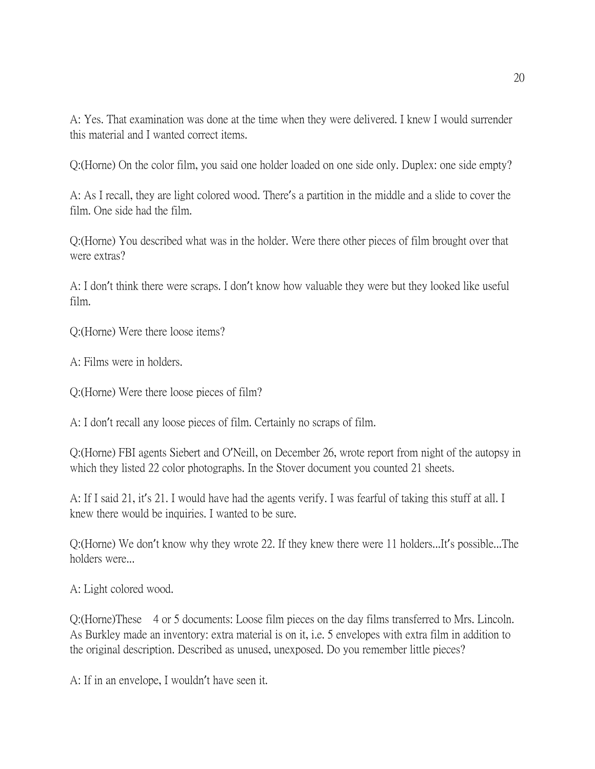A: Yes. That examination was done at the time when they were delivered. I knew I would surrender this material and I wanted correct items.

Q:(Horne) On the color film, you said one holder loaded on one side only. Duplex: one side empty?

A: As I recall, they are light colored wood. There's a partition in the middle and a slide to cover the film. One side had the film.

Q:(Horne) You described what was in the holder. Were there other pieces of film brought over that were extras?

A: I don't think there were scraps. I don't know how valuable they were but they looked like useful film.

Q:(Horne) Were there loose items?

A: Films were in holders.

Q:(Horne) Were there loose pieces of film?

A: I don't recall any loose pieces of film. Certainly no scraps of film.

Q:(Horne) FBI agents Siebert and O'Neill, on December 26, wrote report from night of the autopsy in which they listed 22 color photographs. In the Stover document you counted 21 sheets.

A: If I said 21, it's 21. I would have had the agents verify. I was fearful of taking this stuff at all. I knew there would be inquiries. I wanted to be sure.

Q:(Horne) We don't know why they wrote 22. If they knew there were 11 holders...It's possible...The holders were...

A: Light colored wood.

Q:(Horne)These 4 or 5 documents: Loose film pieces on the day films transferred to Mrs. Lincoln. As Burkley made an inventory: extra material is on it, i.e. 5 envelopes with extra film in addition to the original description. Described as unused, unexposed. Do you remember little pieces?

A: If in an envelope, I wouldn't have seen it.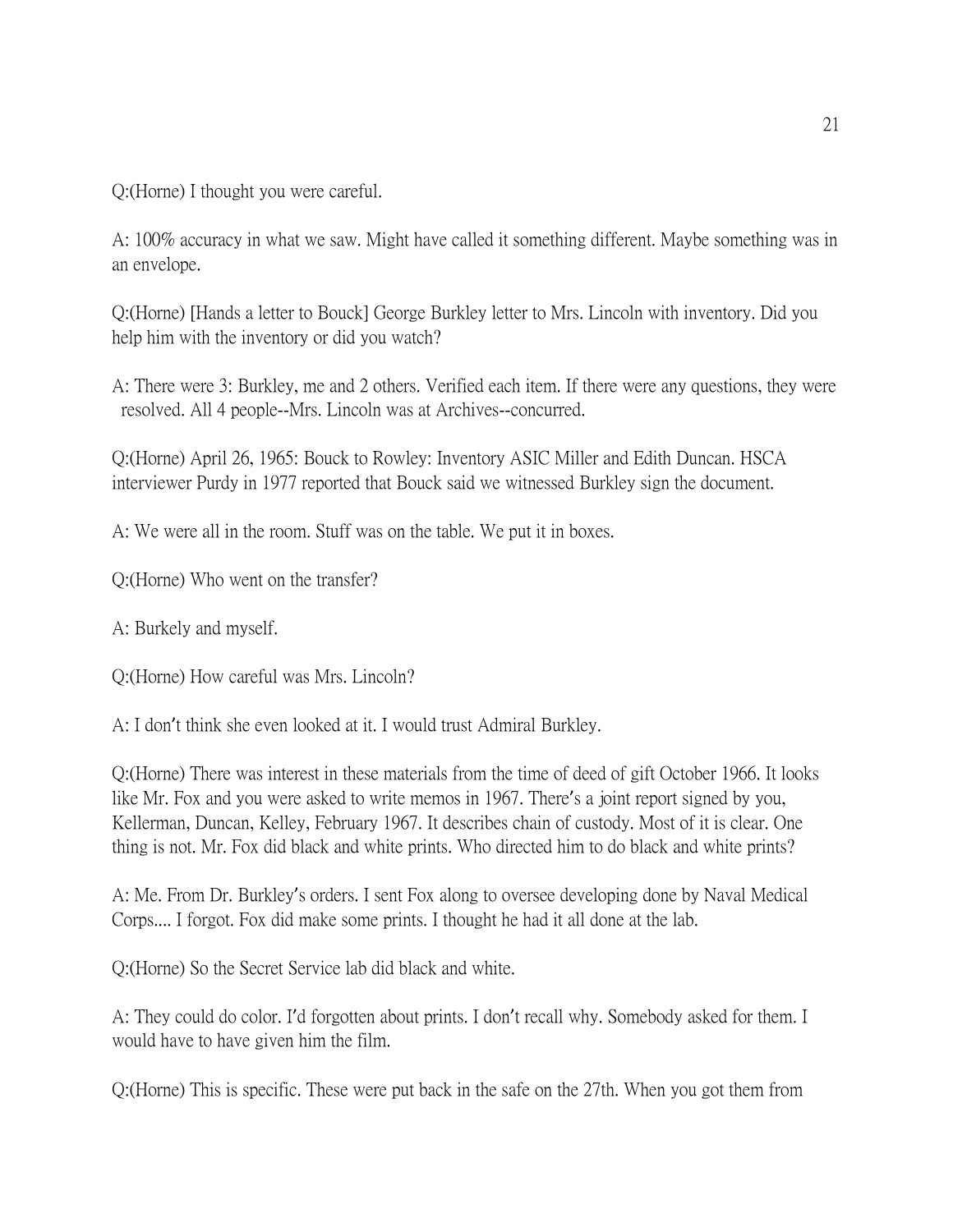Q:(Horne) I thought you were careful.

A: 100% accuracy in what we saw. Might have called it something different. Maybe something was in an envelope.

Q:(Horne) [Hands a letter to Bouck] George Burkley letter to Mrs. Lincoln with inventory. Did you help him with the inventory or did you watch?

A: There were 3: Burkley, me and 2 others. Verified each item. If there were any questions, they were resolved. All 4 people--Mrs. Lincoln was at Archives--concurred.

Q:(Horne) April 26, 1965: Bouck to Rowley: Inventory ASIC Miller and Edith Duncan. HSCA interviewer Purdy in 1977 reported that Bouck said we witnessed Burkley sign the document.

A: We were all in the room. Stuff was on the table. We put it in boxes.

Q:(Horne) Who went on the transfer?

A: Burkely and myself.

Q:(Horne) How careful was Mrs. Lincoln?

A: I don't think she even looked at it. I would trust Admiral Burkley.

Q:(Horne) There was interest in these materials from the time of deed of gift October 1966. It looks like Mr. Fox and you were asked to write memos in 1967. There's a joint report signed by you, Kellerman, Duncan, Kelley, February 1967. It describes chain of custody. Most of it is clear. One thing is not. Mr. Fox did black and white prints. Who directed him to do black and white prints?

A: Me. From Dr. Burkley's orders. I sent Fox along to oversee developing done by Naval Medical Corps.... I forgot. Fox did make some prints. I thought he had it all done at the lab.

Q:(Horne) So the Secret Service lab did black and white.

A: They could do color. I'd forgotten about prints. I don't recall why. Somebody asked for them. I would have to have given him the film.

Q:(Horne) This is specific. These were put back in the safe on the 27th. When you got them from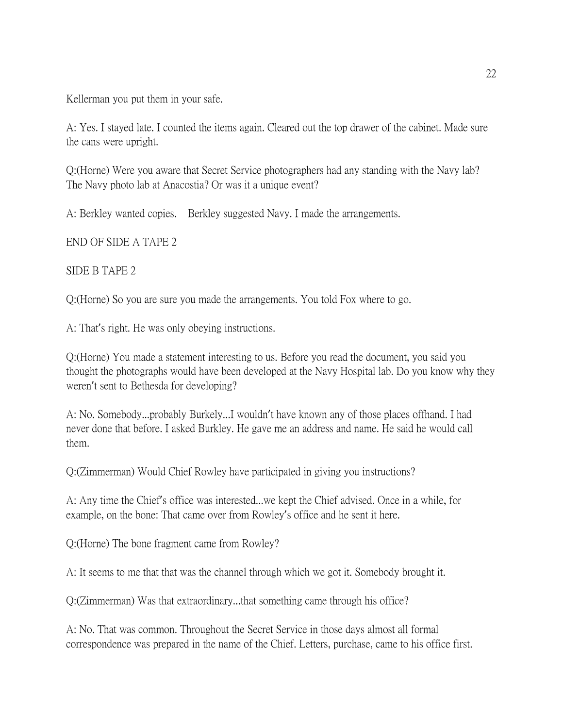Kellerman you put them in your safe.

A: Yes. I stayed late. I counted the items again. Cleared out the top drawer of the cabinet. Made sure the cans were upright.

Q:(Horne) Were you aware that Secret Service photographers had any standing with the Navy lab? The Navy photo lab at Anacostia? Or was it a unique event?

A: Berkley wanted copies. Berkley suggested Navy. I made the arrangements.

END OF SIDE A TAPE 2

SIDE B TAPE 2

Q:(Horne) So you are sure you made the arrangements. You told Fox where to go.

A: That's right. He was only obeying instructions.

Q:(Horne) You made a statement interesting to us. Before you read the document, you said you thought the photographs would have been developed at the Navy Hospital lab. Do you know why they weren't sent to Bethesda for developing?

A: No. Somebody...probably Burkely...I wouldn't have known any of those places offhand. I had never done that before. I asked Burkley. He gave me an address and name. He said he would call them.

Q:(Zimmerman) Would Chief Rowley have participated in giving you instructions?

A: Any time the Chief's office was interested...we kept the Chief advised. Once in a while, for example, on the bone: That came over from Rowley's office and he sent it here.

Q:(Horne) The bone fragment came from Rowley?

A: It seems to me that that was the channel through which we got it. Somebody brought it.

Q:(Zimmerman) Was that extraordinary...that something came through his office?

A: No. That was common. Throughout the Secret Service in those days almost all formal correspondence was prepared in the name of the Chief. Letters, purchase, came to his office first.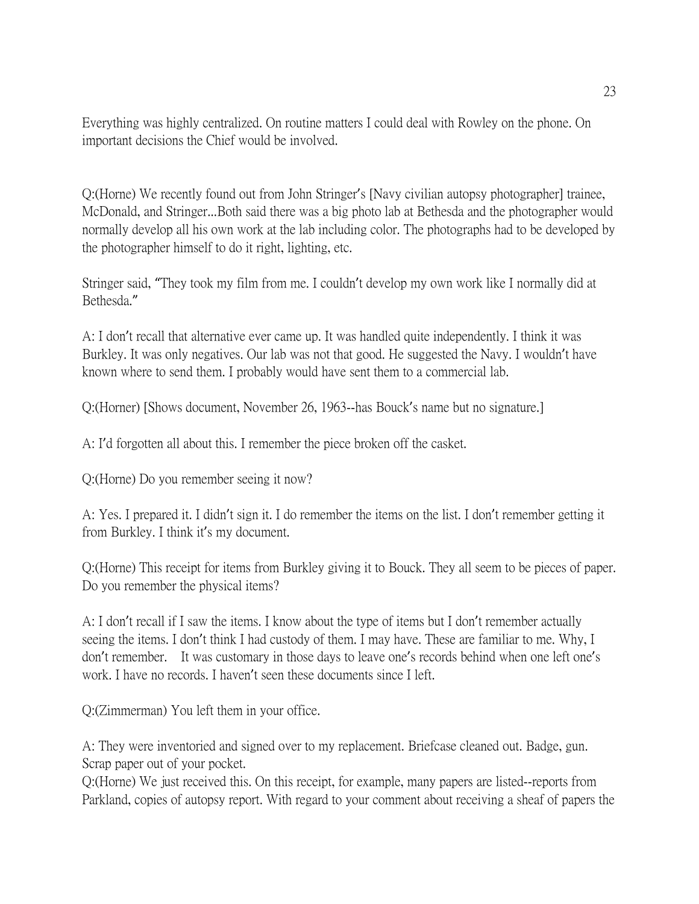Everything was highly centralized. On routine matters I could deal with Rowley on the phone. On important decisions the Chief would be involved.

Q:(Horne) We recently found out from John Stringer's [Navy civilian autopsy photographer] trainee, McDonald, and Stringer...Both said there was a big photo lab at Bethesda and the photographer would normally develop all his own work at the lab including color. The photographs had to be developed by the photographer himself to do it right, lighting, etc.

Stringer said, "They took my film from me. I couldn't develop my own work like I normally did at Bethesda."

A: I don't recall that alternative ever came up. It was handled quite independently. I think it was Burkley. It was only negatives. Our lab was not that good. He suggested the Navy. I wouldn't have known where to send them. I probably would have sent them to a commercial lab.

Q:(Horner) [Shows document, November 26, 1963--has Bouck's name but no signature.]

A: I'd forgotten all about this. I remember the piece broken off the casket.

Q:(Horne) Do you remember seeing it now?

A: Yes. I prepared it. I didn't sign it. I do remember the items on the list. I don't remember getting it from Burkley. I think it's my document.

Q:(Horne) This receipt for items from Burkley giving it to Bouck. They all seem to be pieces of paper. Do you remember the physical items?

A: I don't recall if I saw the items. I know about the type of items but I don't remember actually seeing the items. I don't think I had custody of them. I may have. These are familiar to me. Why, I don't remember. It was customary in those days to leave one's records behind when one left one's work. I have no records. I haven't seen these documents since I left.

Q:(Zimmerman) You left them in your office.

A: They were inventoried and signed over to my replacement. Briefcase cleaned out. Badge, gun. Scrap paper out of your pocket.

Q:(Horne) We just received this. On this receipt, for example, many papers are listed--reports from Parkland, copies of autopsy report. With regard to your comment about receiving a sheaf of papers the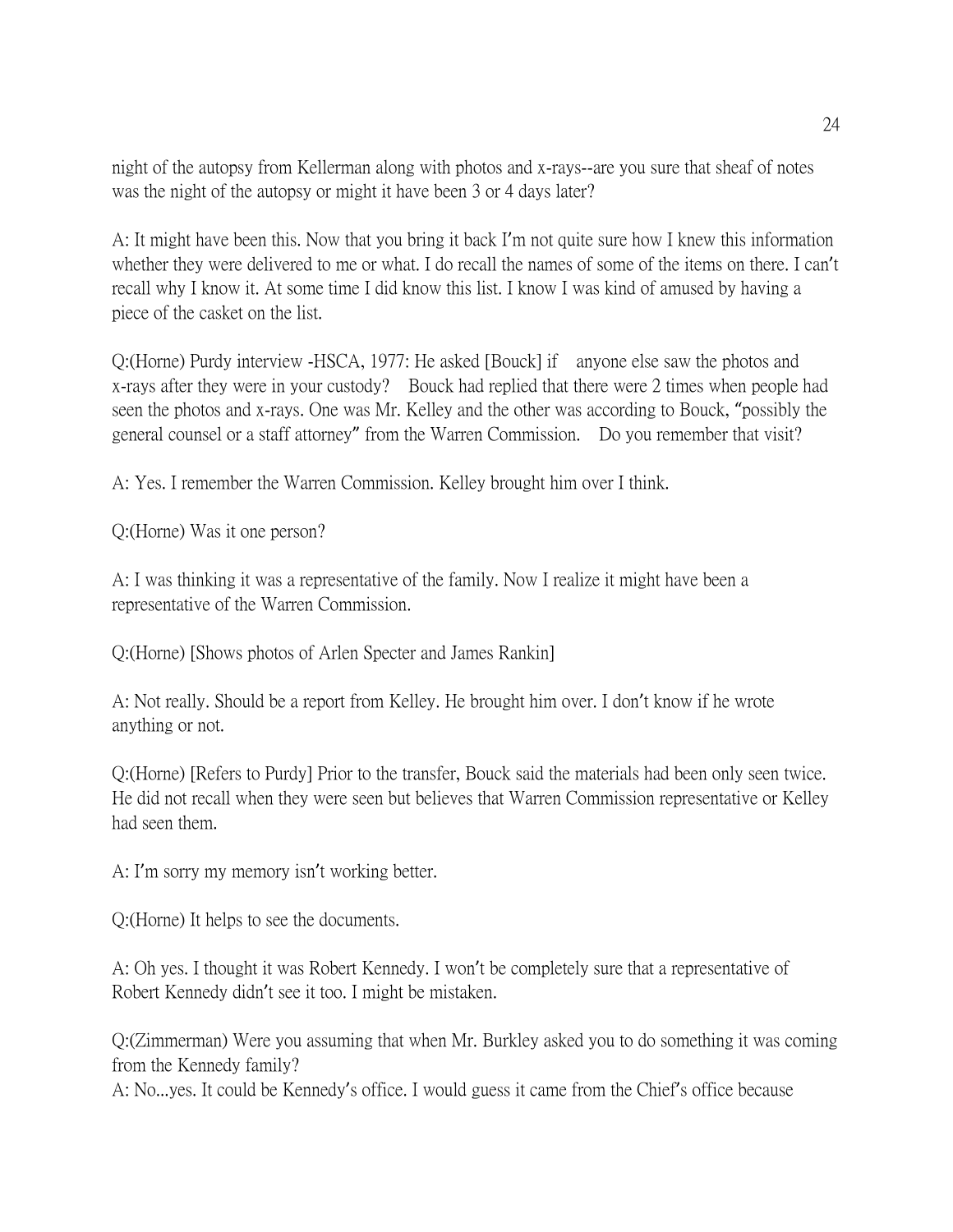night of the autopsy from Kellerman along with photos and x-rays--are you sure that sheaf of notes was the night of the autopsy or might it have been 3 or 4 days later?

A: It might have been this. Now that you bring it back I'm not quite sure how I knew this information whether they were delivered to me or what. I do recall the names of some of the items on there. I can't recall why I know it. At some time I did know this list. I know I was kind of amused by having a piece of the casket on the list.

Q:(Horne) Purdy interview -HSCA, 1977: He asked [Bouck] if anyone else saw the photos and x-rays after they were in your custody? Bouck had replied that there were 2 times when people had seen the photos and x-rays. One was Mr. Kelley and the other was according to Bouck, "possibly the general counsel or a staff attorney" from the Warren Commission. Do you remember that visit?

A: Yes. I remember the Warren Commission. Kelley brought him over I think.

Q:(Horne) Was it one person?

A: I was thinking it was a representative of the family. Now I realize it might have been a representative of the Warren Commission.

Q:(Horne) [Shows photos of Arlen Specter and James Rankin]

A: Not really. Should be a report from Kelley. He brought him over. I don't know if he wrote anything or not.

Q:(Horne) [Refers to Purdy] Prior to the transfer, Bouck said the materials had been only seen twice. He did not recall when they were seen but believes that Warren Commission representative or Kelley had seen them.

A: I'm sorry my memory isn't working better.

Q:(Horne) It helps to see the documents.

A: Oh yes. I thought it was Robert Kennedy. I won't be completely sure that a representative of Robert Kennedy didn't see it too. I might be mistaken.

Q:(Zimmerman) Were you assuming that when Mr. Burkley asked you to do something it was coming from the Kennedy family?
A: No...yes. It could be Kennedy's office. I would guess it came from the Chief's office because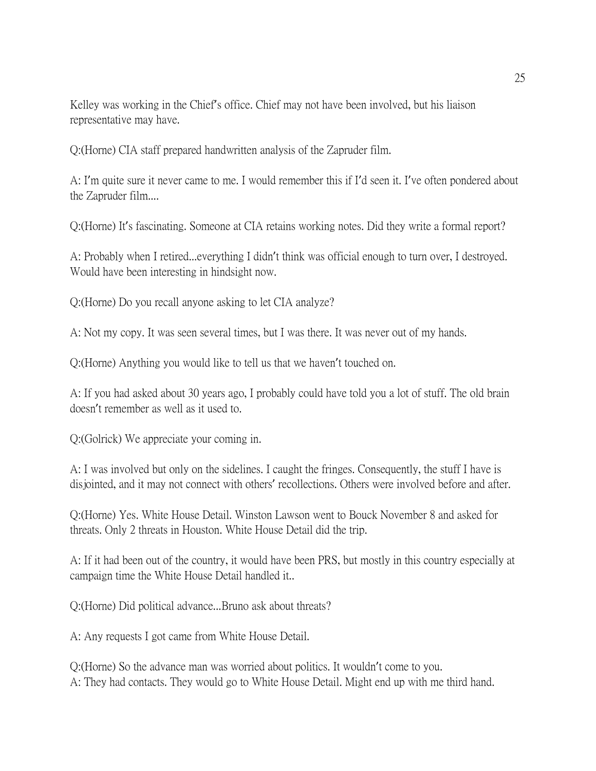Kelley was working in the Chief's office. Chief may not have been involved, but his liaison representative may have.

Q:(Horne) CIA staff prepared handwritten analysis of the Zapruder film.

A: I'm quite sure it never came to me. I would remember this if I'd seen it. I've often pondered about the Zapruder film....

Q:(Horne) It's fascinating. Someone at CIA retains working notes. Did they write a formal report?

A: Probably when I retired...everything I didn't think was official enough to turn over, I destroyed. Would have been interesting in hindsight now.

Q:(Horne) Do you recall anyone asking to let CIA analyze?

A: Not my copy. It was seen several times, but I was there. It was never out of my hands.

Q:(Horne) Anything you would like to tell us that we haven't touched on.

A: If you had asked about 30 years ago, I probably could have told you a lot of stuff. The old brain doesn't remember as well as it used to.

Q:(Golrick) We appreciate your coming in.

A: I was involved but only on the sidelines. I caught the fringes. Consequently, the stuff I have is disjointed, and it may not connect with others' recollections. Others were involved before and after.

Q:(Horne) Yes. White House Detail. Winston Lawson went to Bouck November 8 and asked for threats. Only 2 threats in Houston. White House Detail did the trip.

A: If it had been out of the country, it would have been PRS, but mostly in this country especially at campaign time the White House Detail handled it..

Q:(Horne) Did political advance...Bruno ask about threats?

A: Any requests I got came from White House Detail.

Q:(Horne) So the advance man was worried about politics. It wouldn't come to you.
A: They had contacts. They would go to White House Detail. Might end up with me third hand.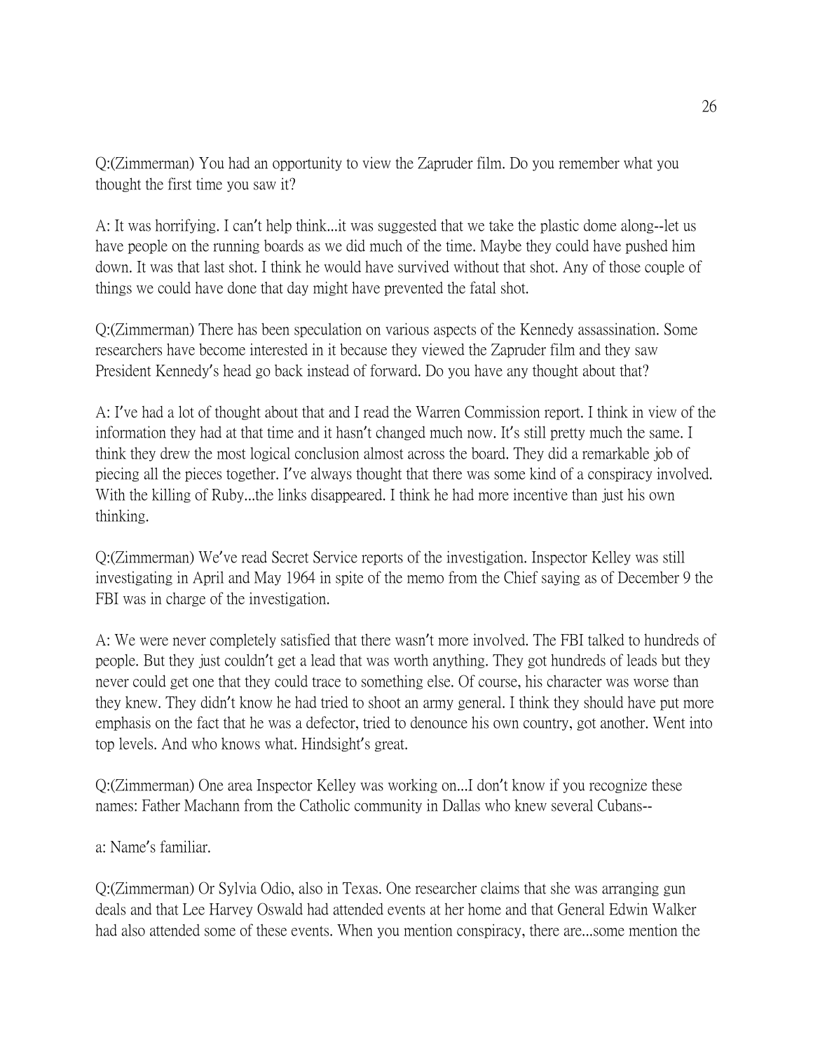Q:(Zimmerman) You had an opportunity to view the Zapruder film. Do you remember what you thought the first time you saw it?

A: It was horrifying. I can't help think...it was suggested that we take the plastic dome along--let us have people on the running boards as we did much of the time. Maybe they could have pushed him down. It was that last shot. I think he would have survived without that shot. Any of those couple of things we could have done that day might have prevented the fatal shot.

Q:(Zimmerman) There has been speculation on various aspects of the Kennedy assassination. Some researchers have become interested in it because they viewed the Zapruder film and they saw President Kennedy's head go back instead of forward. Do you have any thought about that?

A: I've had a lot of thought about that and I read the Warren Commission report. I think in view of the information they had at that time and it hasn't changed much now. It's still pretty much the same. I think they drew the most logical conclusion almost across the board. They did a remarkable job of piecing all the pieces together. I've always thought that there was some kind of a conspiracy involved. With the killing of Ruby...the links disappeared. I think he had more incentive than just his own thinking.

Q:(Zimmerman) We've read Secret Service reports of the investigation. Inspector Kelley was still investigating in April and May 1964 in spite of the memo from the Chief saying as of December 9 the FBI was in charge of the investigation.

A: We were never completely satisfied that there wasn't more involved. The FBI talked to hundreds of people. But they just couldn't get a lead that was worth anything. They got hundreds of leads but they never could get one that they could trace to something else. Of course, his character was worse than they knew. They didn't know he had tried to shoot an army general. I think they should have put more emphasis on the fact that he was a defector, tried to denounce his own country, got another. Went into top levels. And who knows what. Hindsight's great.

Q:(Zimmerman) One area Inspector Kelley was working on...I don't know if you recognize these names: Father Machann from the Catholic community in Dallas who knew several Cubans--

a: Name's familiar.

Q:(Zimmerman) Or Sylvia Odio, also in Texas. One researcher claims that she was arranging gun deals and that Lee Harvey Oswald had attended events at her home and that General Edwin Walker had also attended some of these events. When you mention conspiracy, there are...some mention the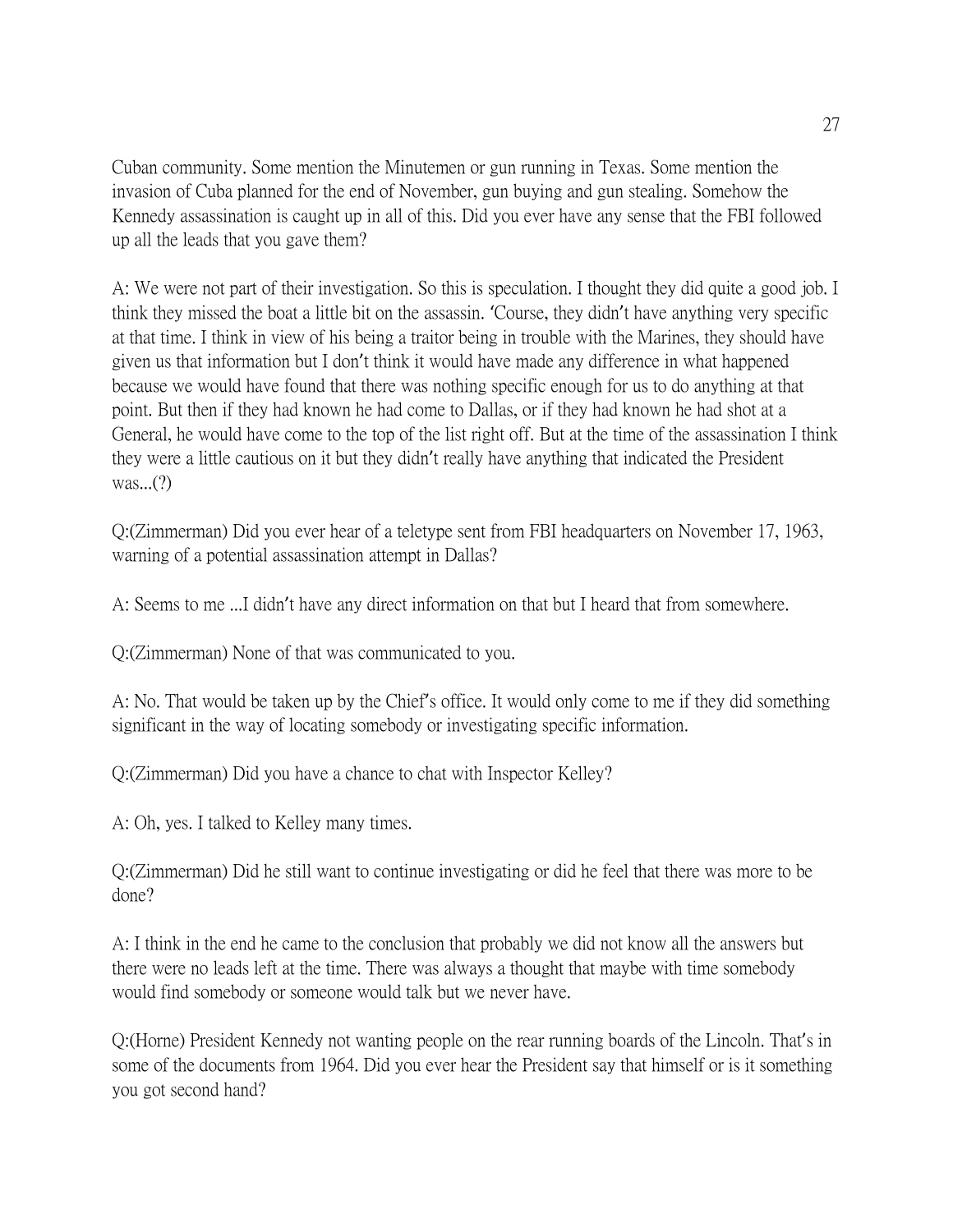Cuban community. Some mention the Minutemen or gun running in Texas. Some mention the invasion of Cuba planned for the end of November, gun buying and gun stealing. Somehow the Kennedy assassination is caught up in all of this. Did you ever have any sense that the FBI followed up all the leads that you gave them?

A: We were not part of their investigation. So this is speculation. I thought they did quite a good job. I think they missed the boat a little bit on the assassin. 'Course, they didn't have anything very specific at that time. I think in view of his being a traitor being in trouble with the Marines, they should have given us that information but I don't think it would have made any difference in what happened because we would have found that there was nothing specific enough for us to do anything at that point. But then if they had known he had come to Dallas, or if they had known he had shot at a General, he would have come to the top of the list right off. But at the time of the assassination I think they were a little cautious on it but they didn't really have anything that indicated the President was...(?)

Q:(Zimmerman) Did you ever hear of a teletype sent from FBI headquarters on November 17, 1963, warning of a potential assassination attempt in Dallas?

A: Seems to me ...I didn't have any direct information on that but I heard that from somewhere.

Q:(Zimmerman) None of that was communicated to you.

A: No. That would be taken up by the Chief's office. It would only come to me if they did something significant in the way of locating somebody or investigating specific information.

Q:(Zimmerman) Did you have a chance to chat with Inspector Kelley?

A: Oh, yes. I talked to Kelley many times.

Q:(Zimmerman) Did he still want to continue investigating or did he feel that there was more to be done?

A: I think in the end he came to the conclusion that probably we did not know all the answers but there were no leads left at the time. There was always a thought that maybe with time somebody would find somebody or someone would talk but we never have.

Q:(Horne) President Kennedy not wanting people on the rear running boards of the Lincoln. That's in some of the documents from 1964. Did you ever hear the President say that himself or is it something you got second hand?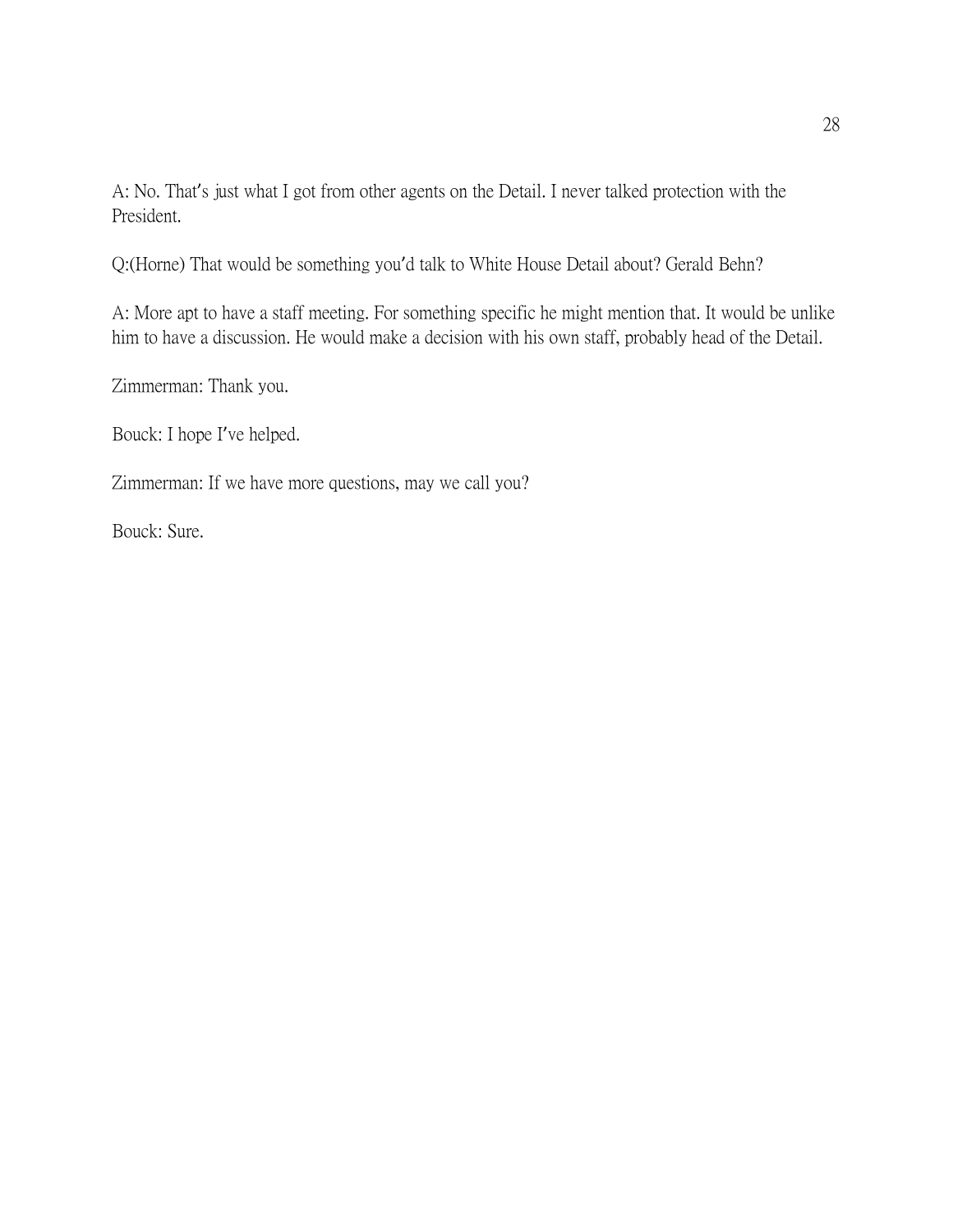A: No. That's just what I got from other agents on the Detail. I never talked protection with the President.

Q:(Horne) That would be something you'd talk to White House Detail about? Gerald Behn?

A: More apt to have a staff meeting. For something specific he might mention that. It would be unlike him to have a discussion. He would make a decision with his own staff, probably head of the Detail.

Zimmerman: Thank you.

Bouck: I hope I've helped.

Zimmerman: If we have more questions, may we call you?

Bouck: Sure.